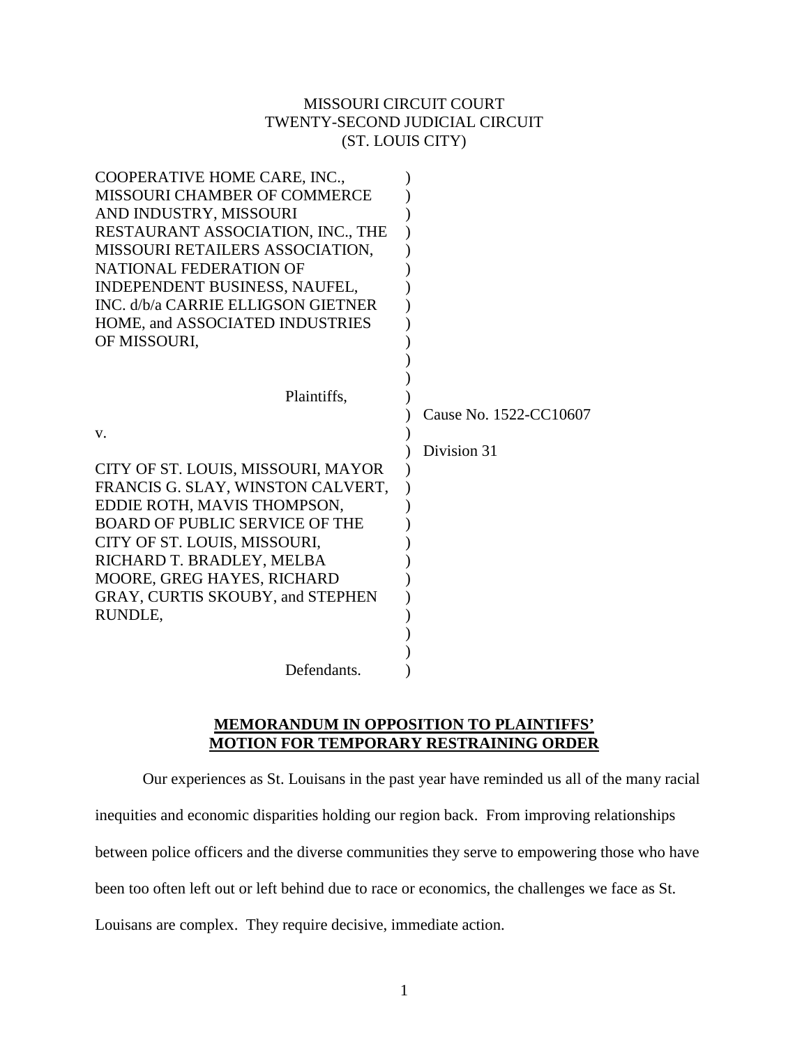MISSOURI CIRCUIT COURT
TWENTY-SECOND JUDICIAL CIRCUIT
(ST. LOUIS CITY)

| | | |
|---|---|---|
| COOPERATIVE HOME CARE, INC., MISSOURI CHAMBER OF COMMERCE AND INDUSTRY, MISSOURI RESTAURANT ASSOCIATION, INC., THE MISSOURI RETAILERS ASSOCIATION, NATIONAL FEDERATION OF INDEPENDENT BUSINESS, NAUFEL, INC. d/b/a CARRIE ELLIGSON GIETNER HOME, and ASSOCIATED INDUSTRIES OF MISSOURI, | ) | |
| Plaintiffs, | ) | Cause No. 1522-CC10607 |
| v. | ) | Division 31 |
| CITY OF ST. LOUIS, MISSOURI, MAYOR FRANCIS G. SLAY, WINSTON CALVERT, EDDIE ROTH, MAVIS THOMPSON, BOARD OF PUBLIC SERVICE OF THE CITY OF ST. LOUIS, MISSOURI, RICHARD T. BRADLEY, MELBA MOORE, GREG HAYES, RICHARD GRAY, CURTIS SKOUBY, and STEPHEN RUNDLE, | ) | |
| Defendants. | ) | |

**MEMORANDUM IN OPPOSITION TO PLAINTIFFS' MOTION FOR TEMPORARY RESTRAINING ORDER**

Our experiences as St. Louisans in the past year have reminded us all of the many racial inequities and economic disparities holding our region back. From improving relationships between police officers and the diverse communities they serve to empowering those who have been too often left out or left behind due to race or economics, the challenges we face as St. Louisans are complex. They require decisive, immediate action.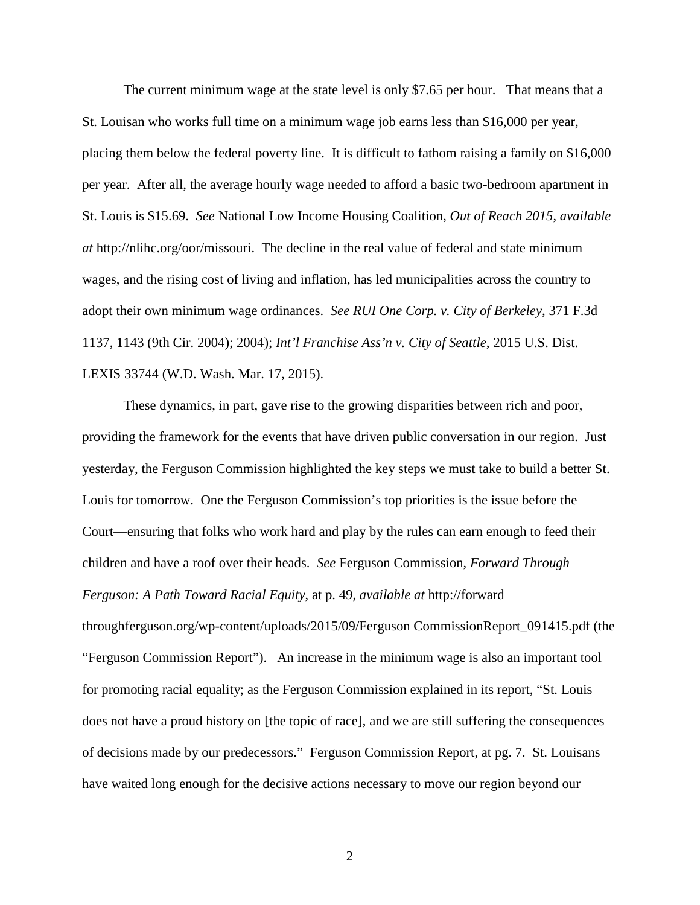The current minimum wage at the state level is only $7.65 per hour. That means that a St. Louisan who works full time on a minimum wage job earns less than $16,000 per year, placing them below the federal poverty line. It is difficult to fathom raising a family on $16,000 per year. After all, the average hourly wage needed to afford a basic two-bedroom apartment in St. Louis is $15.69. *See* National Low Income Housing Coalition, *Out of Reach 2015*, *available at* http://nlihc.org/oor/missouri. The decline in the real value of federal and state minimum wages, and the rising cost of living and inflation, has led municipalities across the country to adopt their own minimum wage ordinances. *See RUI One Corp. v. City of Berkeley*, 371 F.3d 1137, 1143 (9th Cir. 2004); 2004); *Int'l Franchise Ass'n v. City of Seattle*, 2015 U.S. Dist. LEXIS 33744 (W.D. Wash. Mar. 17, 2015).

These dynamics, in part, gave rise to the growing disparities between rich and poor, providing the framework for the events that have driven public conversation in our region. Just yesterday, the Ferguson Commission highlighted the key steps we must take to build a better St. Louis for tomorrow. One the Ferguson Commission's top priorities is the issue before the Court—ensuring that folks who work hard and play by the rules can earn enough to feed their children and have a roof over their heads. *See* Ferguson Commission, *Forward Through Ferguson: A Path Toward Racial Equity*, at p. 49, *available at* http://forward throughferguson.org/wp-content/uploads/2015/09/Ferguson CommissionReport_091415.pdf (the "Ferguson Commission Report"). An increase in the minimum wage is also an important tool for promoting racial equality; as the Ferguson Commission explained in its report, "St. Louis does not have a proud history on [the topic of race], and we are still suffering the consequences of decisions made by our predecessors." Ferguson Commission Report, at pg. 7. St. Louisans have waited long enough for the decisive actions necessary to move our region beyond our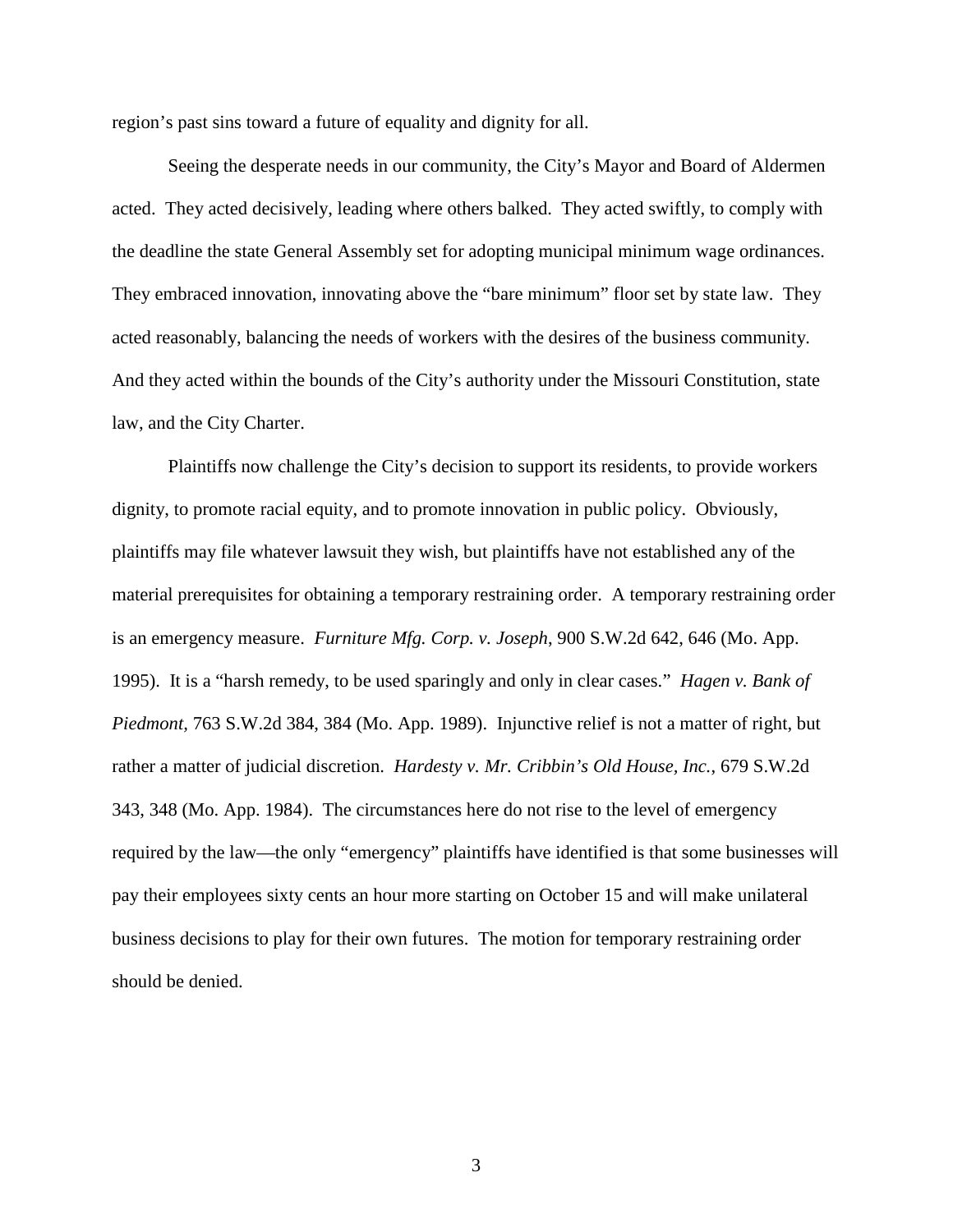region's past sins toward a future of equality and dignity for all.

Seeing the desperate needs in our community, the City's Mayor and Board of Aldermen acted. They acted decisively, leading where others balked. They acted swiftly, to comply with the deadline the state General Assembly set for adopting municipal minimum wage ordinances. They embraced innovation, innovating above the "bare minimum" floor set by state law. They acted reasonably, balancing the needs of workers with the desires of the business community. And they acted within the bounds of the City's authority under the Missouri Constitution, state law, and the City Charter.

Plaintiffs now challenge the City's decision to support its residents, to provide workers dignity, to promote racial equity, and to promote innovation in public policy. Obviously, plaintiffs may file whatever lawsuit they wish, but plaintiffs have not established any of the material prerequisites for obtaining a temporary restraining order. A temporary restraining order is an emergency measure. *Furniture Mfg. Corp. v. Joseph*, 900 S.W.2d 642, 646 (Mo. App. 1995). It is a "harsh remedy, to be used sparingly and only in clear cases." *Hagen v. Bank of Piedmont*, 763 S.W.2d 384, 384 (Mo. App. 1989). Injunctive relief is not a matter of right, but rather a matter of judicial discretion. *Hardesty v. Mr. Cribbin's Old House, Inc.*, 679 S.W.2d 343, 348 (Mo. App. 1984). The circumstances here do not rise to the level of emergency required by the law—the only "emergency" plaintiffs have identified is that some businesses will pay their employees sixty cents an hour more starting on October 15 and will make unilateral business decisions to play for their own futures. The motion for temporary restraining order should be denied.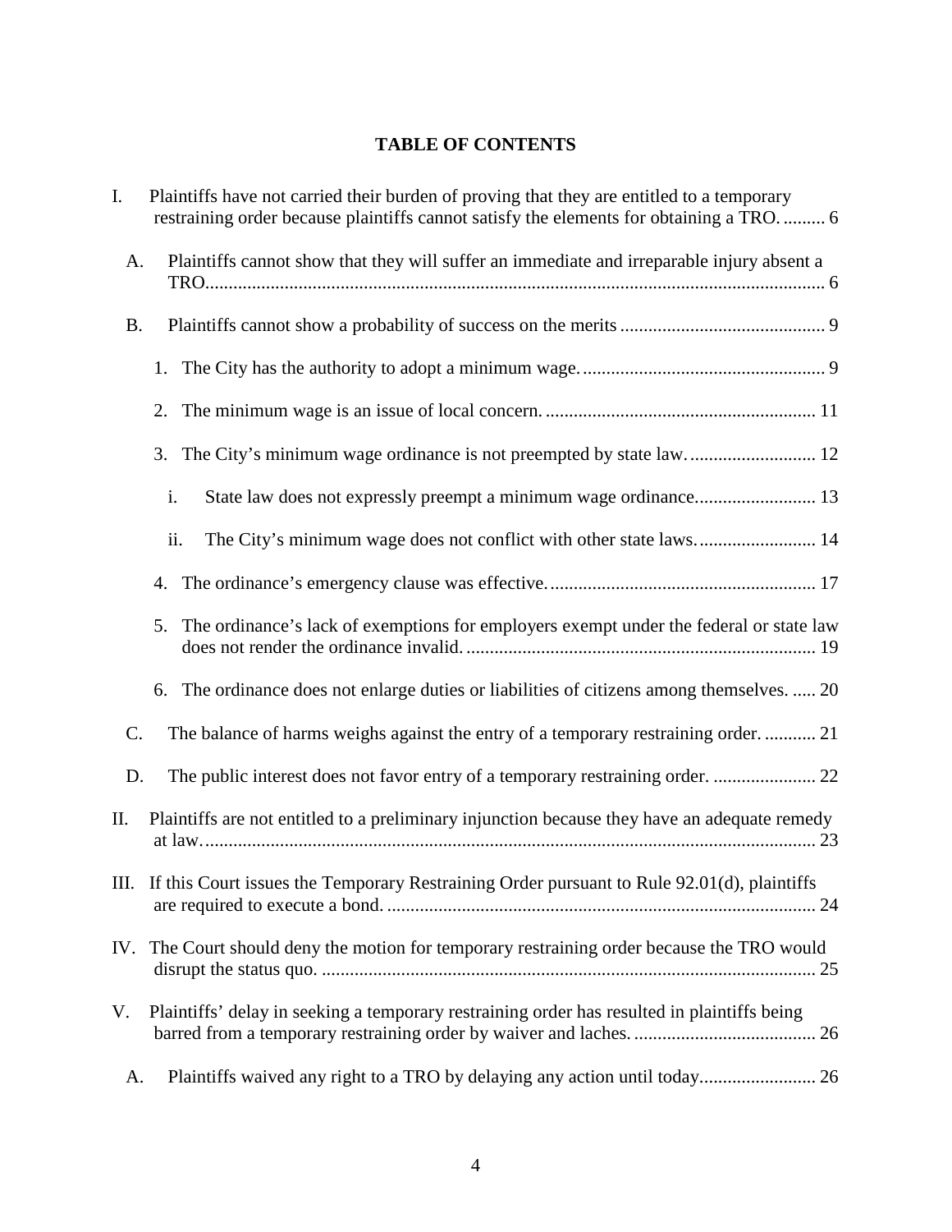**TABLE OF CONTENTS**

I. Plaintiffs have not carried their burden of proving that they are entitled to a temporary restraining order because plaintiffs cannot satisfy the elements for obtaining a TRO. ......... 6

A. Plaintiffs cannot show that they will suffer an immediate and irreparable injury absent a TRO.................................................................................................................... 6

B. Plaintiffs cannot show a probability of success on the merits ........................................... 9

1. The City has the authority to adopt a minimum wage. ................................................... 9

2. The minimum wage is an issue of local concern. .......................................................... 11

3. The City's minimum wage ordinance is not preempted by state law. .......................... 12

i. State law does not expressly preempt a minimum wage ordinance.......................... 13

ii. The City's minimum wage does not conflict with other state laws. ......................... 14

4. The ordinance's emergency clause was effective. ........................................................ 17

5. The ordinance's lack of exemptions for employers exempt under the federal or state law does not render the ordinance invalid. .......................................................................... 19

6. The ordinance does not enlarge duties or liabilities of citizens among themselves. ..... 20

C. The balance of harms weighs against the entry of a temporary restraining order. ........... 21

D. The public interest does not favor entry of a temporary restraining order. ...................... 22

II. Plaintiffs are not entitled to a preliminary injunction because they have an adequate remedy at law.................................................................................................................................. 23

III. If this Court issues the Temporary Restraining Order pursuant to Rule 92.01(d), plaintiffs are required to execute a bond. ........................................................................................... 24

IV. The Court should deny the motion for temporary restraining order because the TRO would disrupt the status quo. .......................................................................................................... 25

V. Plaintiffs' delay in seeking a temporary restraining order has resulted in plaintiffs being barred from a temporary restraining order by waiver and laches. ....................................... 26

A. Plaintiffs waived any right to a TRO by delaying any action until today......................... 26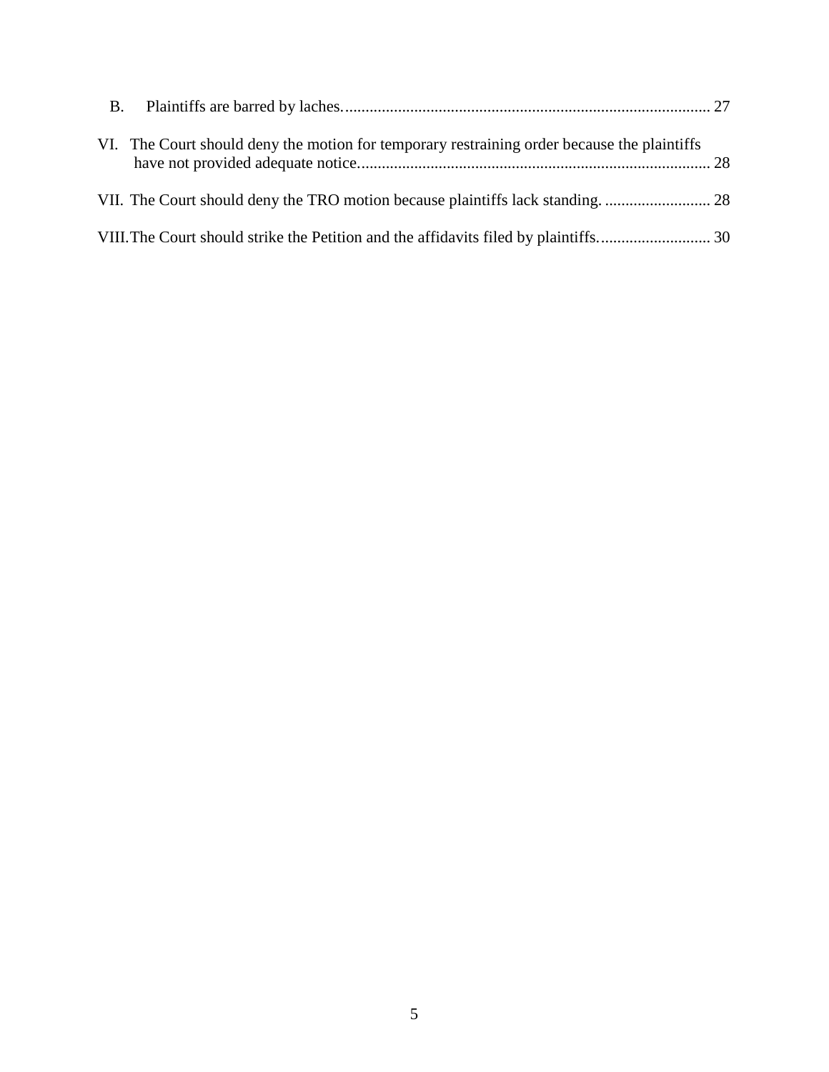B. Plaintiffs are barred by laches. ........................................................................................ 27

VI. The Court should deny the motion for temporary restraining order because the plaintiffs have not provided adequate notice. ..................................................................................... 28

VII. The Court should deny the TRO motion because plaintiffs lack standing. .......................... 28

VIII. The Court should strike the Petition and the affidavits filed by plaintiffs. ........................... 30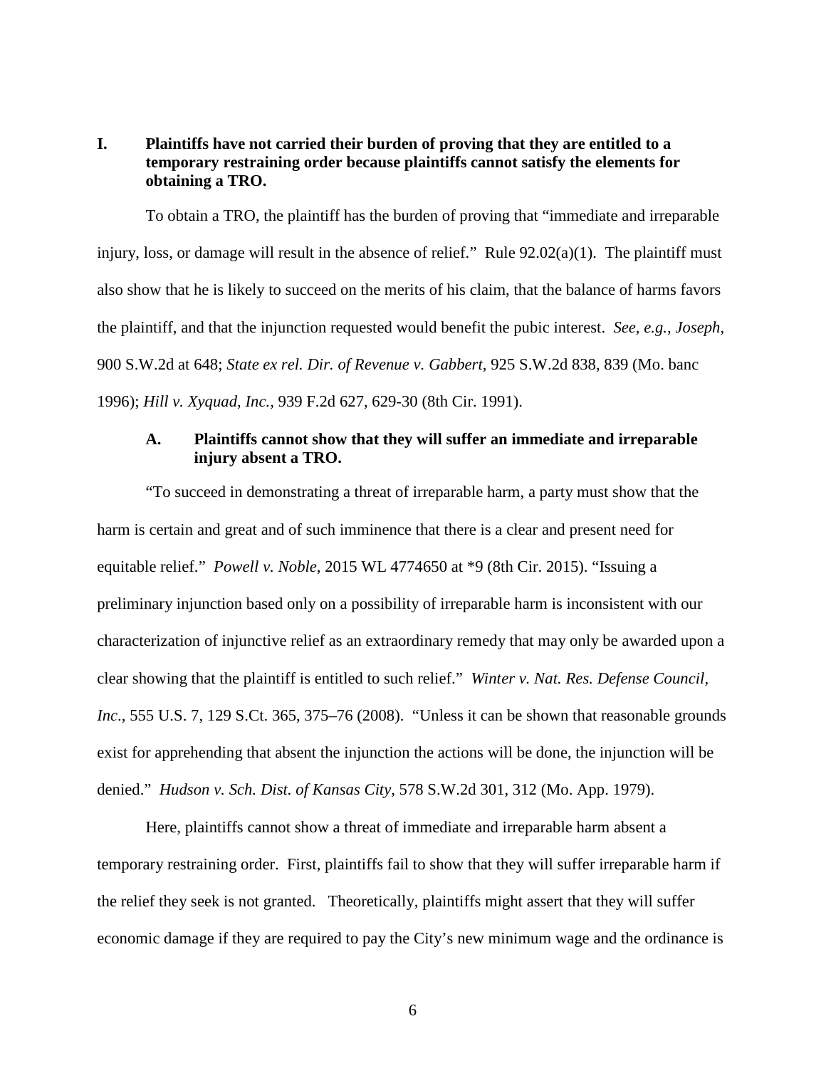## I. Plaintiffs have not carried their burden of proving that they are entitled to a temporary restraining order because plaintiffs cannot satisfy the elements for obtaining a TRO.

To obtain a TRO, the plaintiff has the burden of proving that "immediate and irreparable injury, loss, or damage will result in the absence of relief." Rule 92.02(a)(1). The plaintiff must also show that he is likely to succeed on the merits of his claim, that the balance of harms favors the plaintiff, and that the injunction requested would benefit the pubic interest. *See, e.g., Joseph,* 900 S.W.2d at 648; *State ex rel. Dir. of Revenue v. Gabbert,* 925 S.W.2d 838, 839 (Mo. banc 1996); *Hill v. Xyquad, Inc.*, 939 F.2d 627, 629-30 (8th Cir. 1991).

### A. Plaintiffs cannot show that they will suffer an immediate and irreparable injury absent a TRO.

"To succeed in demonstrating a threat of irreparable harm, a party must show that the harm is certain and great and of such imminence that there is a clear and present need for equitable relief." *Powell v. Noble*, 2015 WL 4774650 at *9 (8th Cir. 2015). "Issuing a preliminary injunction based only on a possibility of irreparable harm is inconsistent with our characterization of injunctive relief as an extraordinary remedy that may only be awarded upon a clear showing that the plaintiff is entitled to such relief." *Winter v. Nat. Res. Defense Council, Inc*., 555 U.S. 7, 129 S.Ct. 365, 375–76 (2008). "Unless it can be shown that reasonable grounds exist for apprehending that absent the injunction the actions will be done, the injunction will be denied." *Hudson v. Sch. Dist. of Kansas City,* 578 S.W.2d 301, 312 (Mo. App. 1979).

Here, plaintiffs cannot show a threat of immediate and irreparable harm absent a temporary restraining order. First, plaintiffs fail to show that they will suffer irreparable harm if the relief they seek is not granted. Theoretically, plaintiffs might assert that they will suffer economic damage if they are required to pay the City's new minimum wage and the ordinance is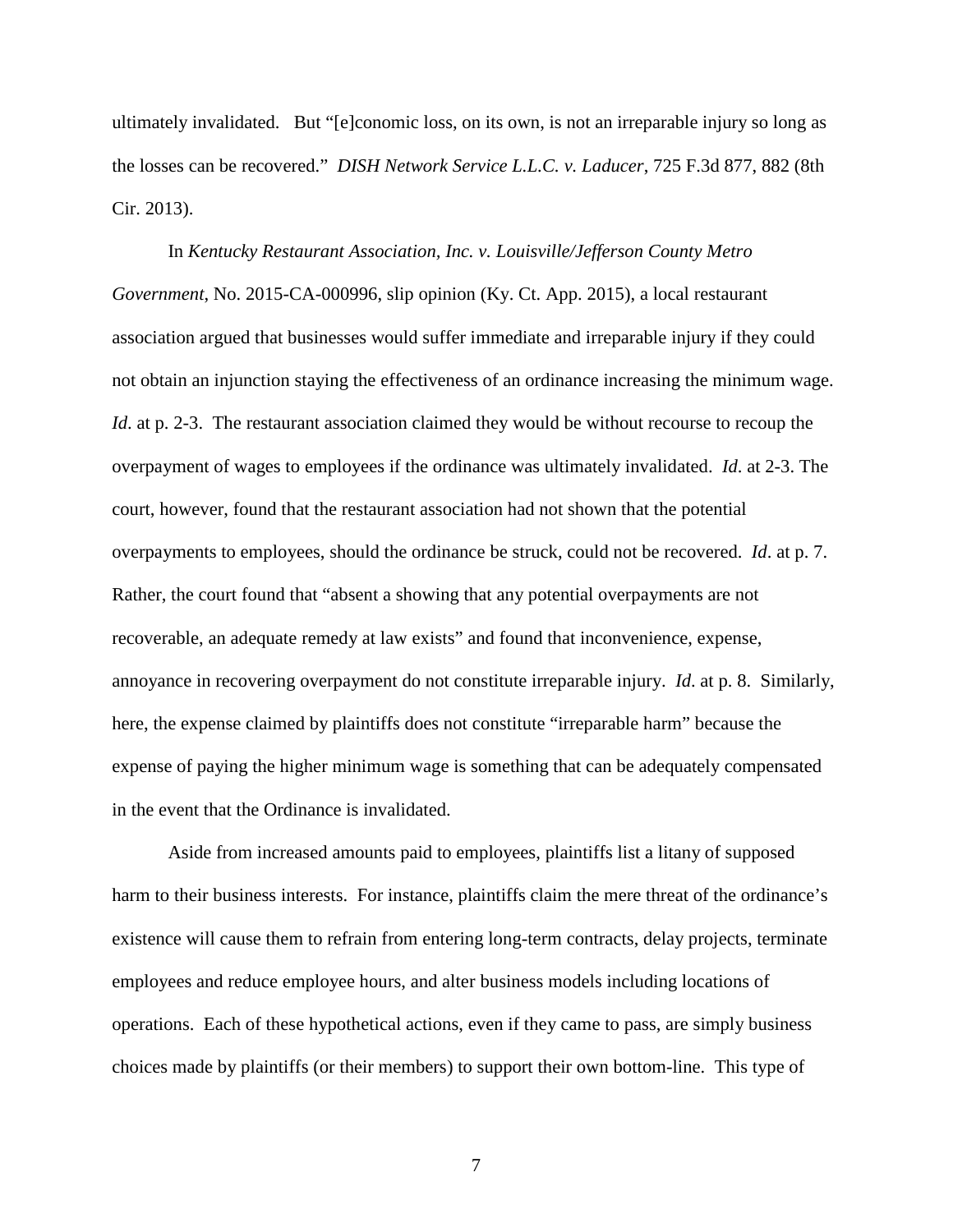ultimately invalidated. But "[e]conomic loss, on its own, is not an irreparable injury so long as the losses can be recovered." *DISH Network Service L.L.C. v. Laducer*, 725 F.3d 877, 882 (8th Cir. 2013).

In *Kentucky Restaurant Association, Inc. v. Louisville/Jefferson County Metro Government*, No. 2015-CA-000996, slip opinion (Ky. Ct. App. 2015), a local restaurant association argued that businesses would suffer immediate and irreparable injury if they could not obtain an injunction staying the effectiveness of an ordinance increasing the minimum wage. *Id*. at p. 2-3. The restaurant association claimed they would be without recourse to recoup the overpayment of wages to employees if the ordinance was ultimately invalidated. *Id.* at 2-3. The court, however, found that the restaurant association had not shown that the potential overpayments to employees, should the ordinance be struck, could not be recovered. *Id*. at p. 7. Rather, the court found that "absent a showing that any potential overpayments are not recoverable, an adequate remedy at law exists" and found that inconvenience, expense, annoyance in recovering overpayment do not constitute irreparable injury. *Id*. at p. 8. Similarly, here, the expense claimed by plaintiffs does not constitute "irreparable harm" because the expense of paying the higher minimum wage is something that can be adequately compensated in the event that the Ordinance is invalidated.

Aside from increased amounts paid to employees, plaintiffs list a litany of supposed harm to their business interests. For instance, plaintiffs claim the mere threat of the ordinance's existence will cause them to refrain from entering long-term contracts, delay projects, terminate employees and reduce employee hours, and alter business models including locations of operations. Each of these hypothetical actions, even if they came to pass, are simply business choices made by plaintiffs (or their members) to support their own bottom-line. This type of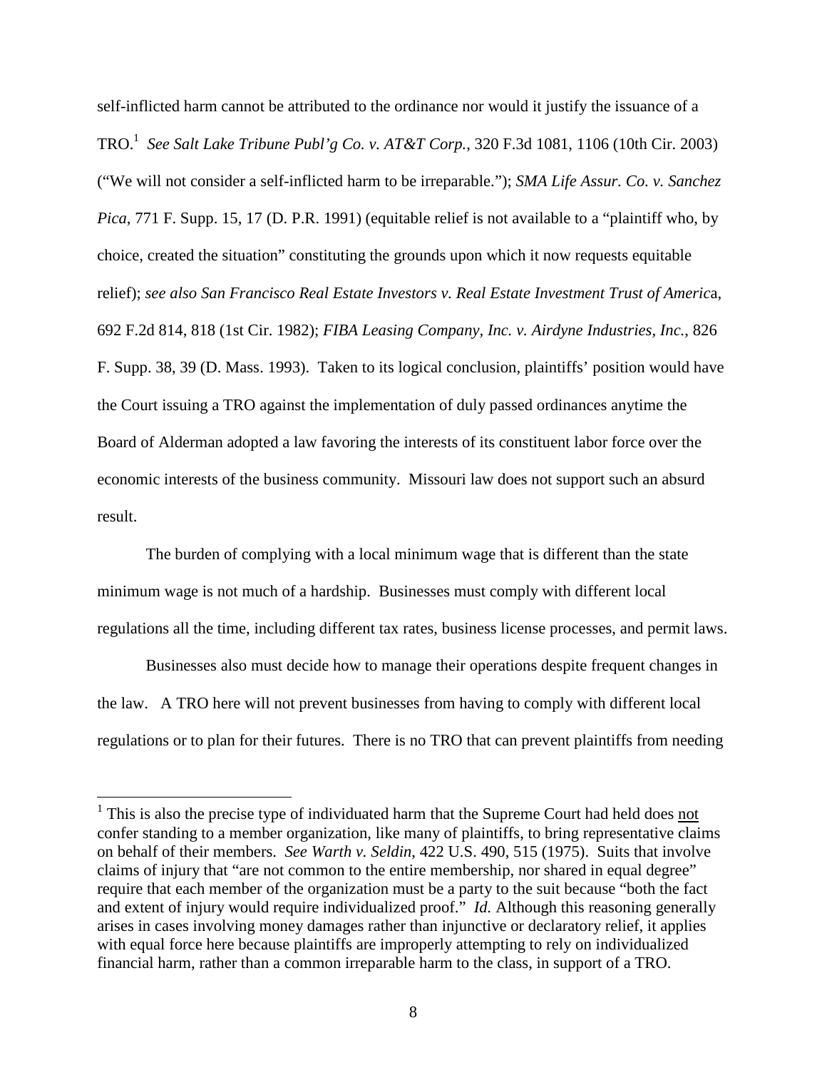self-inflicted harm cannot be attributed to the ordinance nor would it justify the issuance of a TRO.[1] *See Salt Lake Tribune Publ'g Co. v. AT&T Corp.*, 320 F.3d 1081, 1106 (10th Cir. 2003) ("We will not consider a self-inflicted harm to be irreparable."); *SMA Life Assur. Co. v. Sanchez Pica*, 771 F. Supp. 15, 17 (D. P.R. 1991) (equitable relief is not available to a "plaintiff who, by choice, created the situation" constituting the grounds upon which it now requests equitable relief); *see also San Francisco Real Estate Investors v. Real Estate Investment Trust of America*, 692 F.2d 814, 818 (1st Cir. 1982); *FIBA Leasing Company, Inc. v. Airdyne Industries, Inc.*, 826 F. Supp. 38, 39 (D. Mass. 1993). Taken to its logical conclusion, plaintiffs' position would have the Court issuing a TRO against the implementation of duly passed ordinances anytime the Board of Alderman adopted a law favoring the interests of its constituent labor force over the economic interests of the business community. Missouri law does not support such an absurd result.

The burden of complying with a local minimum wage that is different than the state minimum wage is not much of a hardship. Businesses must comply with different local regulations all the time, including different tax rates, business license processes, and permit laws.

Businesses also must decide how to manage their operations despite frequent changes in the law. A TRO here will not prevent businesses from having to comply with different local regulations or to plan for their futures. There is no TRO that can prevent plaintiffs from needing

---

[1] This is also the precise type of individuated harm that the Supreme Court had held does not confer standing to a member organization, like many of plaintiffs, to bring representative claims on behalf of their members. *See Warth v. Seldin*, 422 U.S. 490, 515 (1975). Suits that involve claims of injury that "are not common to the entire membership, nor shared in equal degree" require that each member of the organization must be a party to the suit because "both the fact and extent of injury would require individualized proof." *Id.* Although this reasoning generally arises in cases involving money damages rather than injunctive or declaratory relief, it applies with equal force here because plaintiffs are improperly attempting to rely on individualized financial harm, rather than a common irreparable harm to the class, in support of a TRO.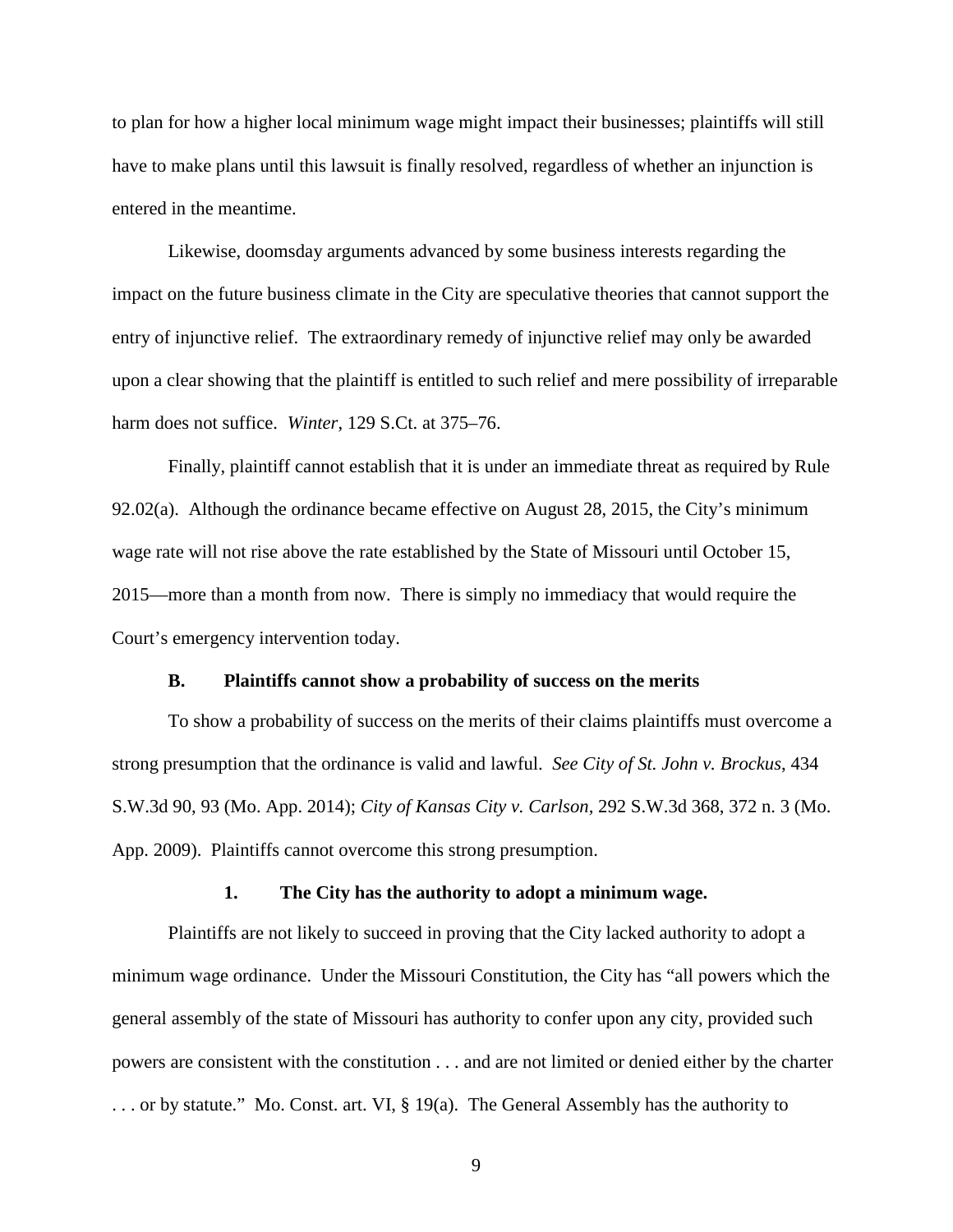to plan for how a higher local minimum wage might impact their businesses; plaintiffs will still have to make plans until this lawsuit is finally resolved, regardless of whether an injunction is entered in the meantime.

Likewise, doomsday arguments advanced by some business interests regarding the impact on the future business climate in the City are speculative theories that cannot support the entry of injunctive relief. The extraordinary remedy of injunctive relief may only be awarded upon a clear showing that the plaintiff is entitled to such relief and mere possibility of irreparable harm does not suffice. *Winter*, 129 S.Ct. at 375–76.

Finally, plaintiff cannot establish that it is under an immediate threat as required by Rule 92.02(a). Although the ordinance became effective on August 28, 2015, the City's minimum wage rate will not rise above the rate established by the State of Missouri until October 15, 2015—more than a month from now. There is simply no immediacy that would require the Court's emergency intervention today.

### B. Plaintiffs cannot show a probability of success on the merits

To show a probability of success on the merits of their claims plaintiffs must overcome a strong presumption that the ordinance is valid and lawful. *See City of St. John v. Brockus*, 434 S.W.3d 90, 93 (Mo. App. 2014); *City of Kansas City v. Carlson*, 292 S.W.3d 368, 372 n. 3 (Mo. App. 2009). Plaintiffs cannot overcome this strong presumption.

#### 1. The City has the authority to adopt a minimum wage.

Plaintiffs are not likely to succeed in proving that the City lacked authority to adopt a minimum wage ordinance. Under the Missouri Constitution, the City has "all powers which the general assembly of the state of Missouri has authority to confer upon any city, provided such powers are consistent with the constitution . . . and are not limited or denied either by the charter . . . or by statute." Mo. Const. art. VI, § 19(a). The General Assembly has the authority to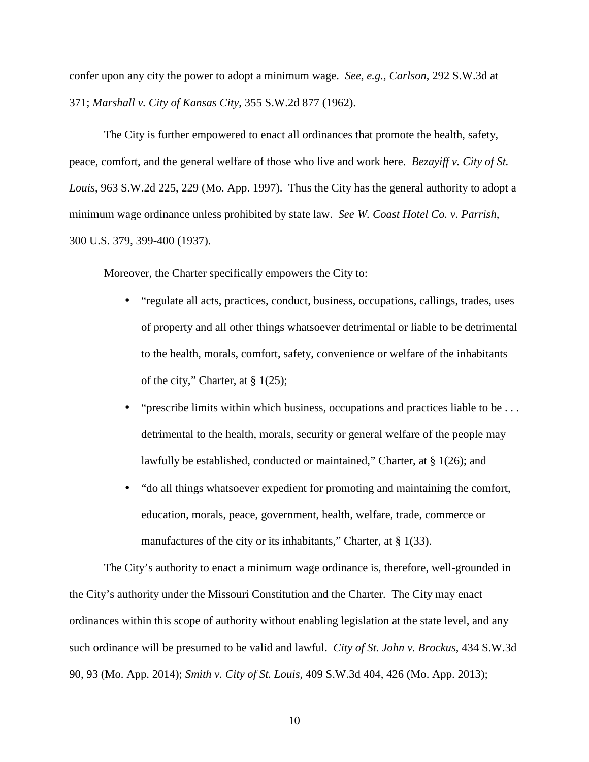confer upon any city the power to adopt a minimum wage. *See, e.g., Carlson*, 292 S.W.3d at 371; *Marshall v. City of Kansas City*, 355 S.W.2d 877 (1962).

The City is further empowered to enact all ordinances that promote the health, safety, peace, comfort, and the general welfare of those who live and work here. *Bezayiff v. City of St. Louis*, 963 S.W.2d 225, 229 (Mo. App. 1997). Thus the City has the general authority to adopt a minimum wage ordinance unless prohibited by state law. *See W. Coast Hotel Co. v. Parrish*, 300 U.S. 379, 399-400 (1937).

Moreover, the Charter specifically empowers the City to:

- "regulate all acts, practices, conduct, business, occupations, callings, trades, uses of property and all other things whatsoever detrimental or liable to be detrimental to the health, morals, comfort, safety, convenience or welfare of the inhabitants of the city," Charter, at § 1(25);
- "prescribe limits within which business, occupations and practices liable to be . . . detrimental to the health, morals, security or general welfare of the people may lawfully be established, conducted or maintained," Charter, at § 1(26); and
- "do all things whatsoever expedient for promoting and maintaining the comfort, education, morals, peace, government, health, welfare, trade, commerce or manufactures of the city or its inhabitants," Charter, at § 1(33).

The City's authority to enact a minimum wage ordinance is, therefore, well-grounded in the City's authority under the Missouri Constitution and the Charter. The City may enact ordinances within this scope of authority without enabling legislation at the state level, and any such ordinance will be presumed to be valid and lawful. *City of St. John v. Brockus*, 434 S.W.3d 90, 93 (Mo. App. 2014); *Smith v. City of St. Louis*, 409 S.W.3d 404, 426 (Mo. App. 2013);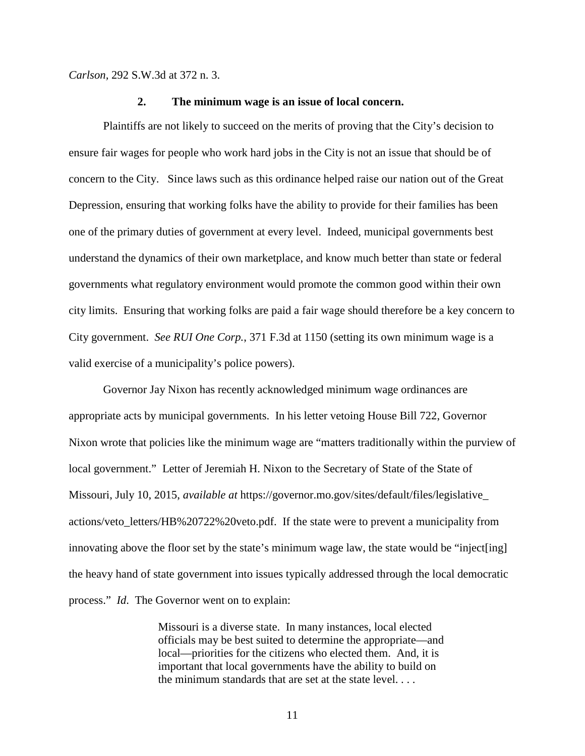*Carlson*, 292 S.W.3d at 372 n. 3.

### 2. The minimum wage is an issue of local concern.

Plaintiffs are not likely to succeed on the merits of proving that the City's decision to ensure fair wages for people who work hard jobs in the City is not an issue that should be of concern to the City. Since laws such as this ordinance helped raise our nation out of the Great Depression, ensuring that working folks have the ability to provide for their families has been one of the primary duties of government at every level. Indeed, municipal governments best understand the dynamics of their own marketplace, and know much better than state or federal governments what regulatory environment would promote the common good within their own city limits. Ensuring that working folks are paid a fair wage should therefore be a key concern to City government. *See RUI One Corp.*, 371 F.3d at 1150 (setting its own minimum wage is a valid exercise of a municipality's police powers).

Governor Jay Nixon has recently acknowledged minimum wage ordinances are appropriate acts by municipal governments. In his letter vetoing House Bill 722, Governor Nixon wrote that policies like the minimum wage are "matters traditionally within the purview of local government." Letter of Jeremiah H. Nixon to the Secretary of State of the State of Missouri, July 10, 2015, *available at* https://governor.mo.gov/sites/default/files/legislative_actions/veto_letters/HB%20722%20veto.pdf. If the state were to prevent a municipality from innovating above the floor set by the state's minimum wage law, the state would be "inject[ing] the heavy hand of state government into issues typically addressed through the local democratic process." *Id.* The Governor went on to explain:

> Missouri is a diverse state. In many instances, local elected officials may be best suited to determine the appropriate—and local—priorities for the citizens who elected them. And, it is important that local governments have the ability to build on the minimum standards that are set at the state level. . . .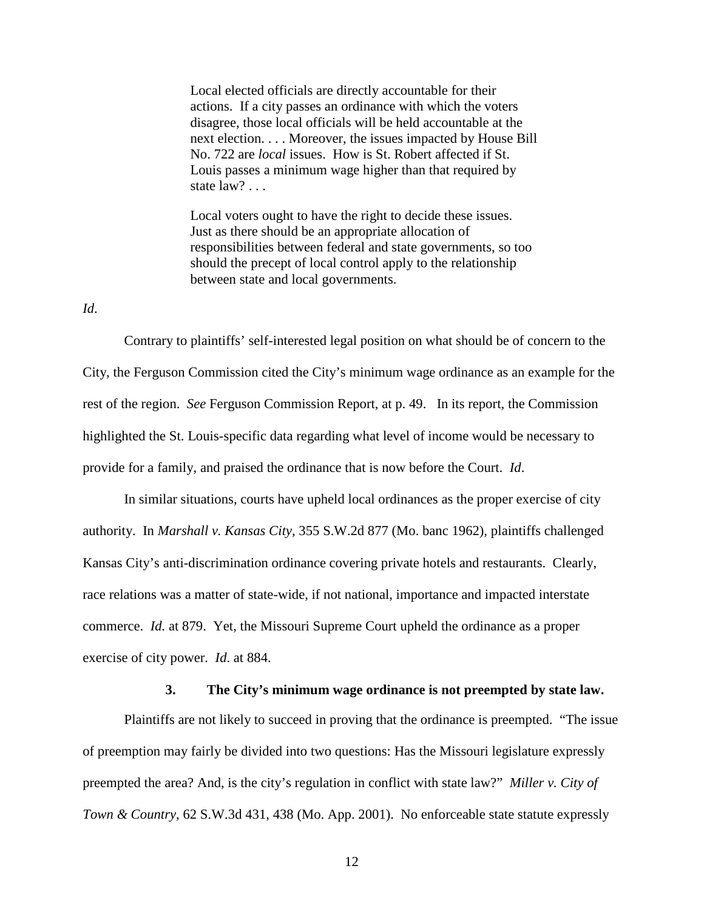> Local elected officials are directly accountable for their actions. If a city passes an ordinance with which the voters disagree, those local officials will be held accountable at the next election. . . . Moreover, the issues impacted by House Bill No. 722 are *local* issues. How is St. Robert affected if St. Louis passes a minimum wage higher than that required by state law? . . .
>
> Local voters ought to have the right to decide these issues. Just as there should be an appropriate allocation of responsibilities between federal and state governments, so too should the precept of local control apply to the relationship between state and local governments.

*Id.*

Contrary to plaintiffs' self-interested legal position on what should be of concern to the City, the Ferguson Commission cited the City's minimum wage ordinance as an example for the rest of the region. *See* Ferguson Commission Report, at p. 49. In its report, the Commission highlighted the St. Louis-specific data regarding what level of income would be necessary to provide for a family, and praised the ordinance that is now before the Court. *Id*.

In similar situations, courts have upheld local ordinances as the proper exercise of city authority. In *Marshall v. Kansas City*, 355 S.W.2d 877 (Mo. banc 1962), plaintiffs challenged Kansas City's anti-discrimination ordinance covering private hotels and restaurants. Clearly, race relations was a matter of state-wide, if not national, importance and impacted interstate commerce. *Id.* at 879. Yet, the Missouri Supreme Court upheld the ordinance as a proper exercise of city power. *Id*. at 884.

### 3. The City's minimum wage ordinance is not preempted by state law.

Plaintiffs are not likely to succeed in proving that the ordinance is preempted. "The issue of preemption may fairly be divided into two questions: Has the Missouri legislature expressly preempted the area? And, is the city's regulation in conflict with state law?" *Miller v. City of Town & Country*, 62 S.W.3d 431, 438 (Mo. App. 2001). No enforceable state statute expressly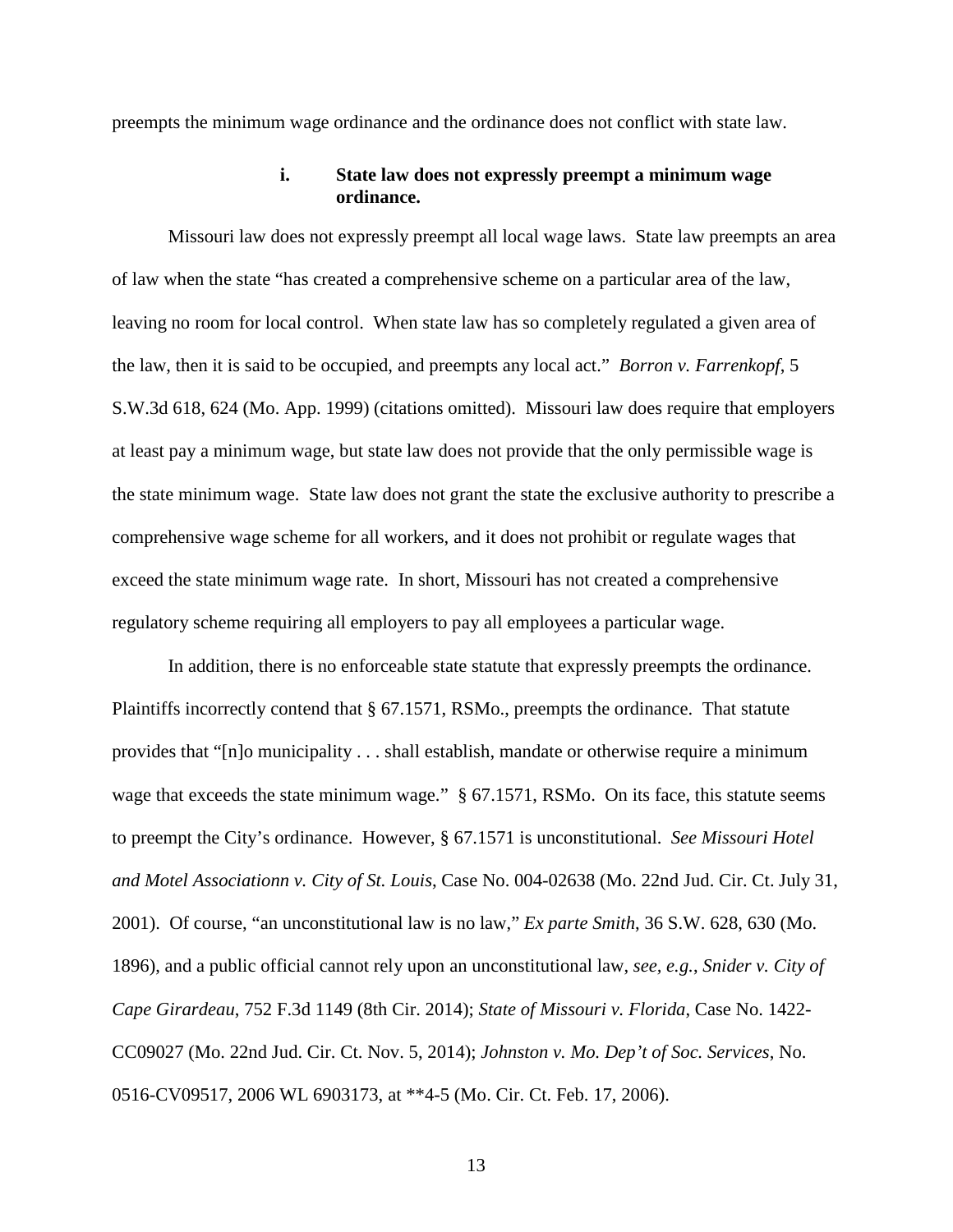preempts the minimum wage ordinance and the ordinance does not conflict with state law.

#### i. State law does not expressly preempt a minimum wage ordinance.

Missouri law does not expressly preempt all local wage laws. State law preempts an area of law when the state "has created a comprehensive scheme on a particular area of the law, leaving no room for local control. When state law has so completely regulated a given area of the law, then it is said to be occupied, and preempts any local act." *Borron v. Farrenkopf*, 5 S.W.3d 618, 624 (Mo. App. 1999) (citations omitted). Missouri law does require that employers at least pay a minimum wage, but state law does not provide that the only permissible wage is the state minimum wage. State law does not grant the state the exclusive authority to prescribe a comprehensive wage scheme for all workers, and it does not prohibit or regulate wages that exceed the state minimum wage rate. In short, Missouri has not created a comprehensive regulatory scheme requiring all employers to pay all employees a particular wage.

In addition, there is no enforceable state statute that expressly preempts the ordinance. Plaintiffs incorrectly contend that § 67.1571, RSMo., preempts the ordinance. That statute provides that "[n]o municipality . . . shall establish, mandate or otherwise require a minimum wage that exceeds the state minimum wage." § 67.1571, RSMo. On its face, this statute seems to preempt the City's ordinance. However, § 67.1571 is unconstitutional. *See Missouri Hotel and Motel Associationn v. City of St. Louis*, Case No. 004-02638 (Mo. 22nd Jud. Cir. Ct. July 31, 2001). Of course, "an unconstitutional law is no law," *Ex parte Smith*, 36 S.W. 628, 630 (Mo. 1896), and a public official cannot rely upon an unconstitutional law, *see, e.g.*, *Snider v. City of Cape Girardeau*, 752 F.3d 1149 (8th Cir. 2014); *State of Missouri v. Florida*, Case No. 1422-CC09027 (Mo. 22nd Jud. Cir. Ct. Nov. 5, 2014); *Johnston v. Mo. Dep't of Soc. Services*, No. 0516-CV09517, 2006 WL 6903173, at **4-5 (Mo. Cir. Ct. Feb. 17, 2006).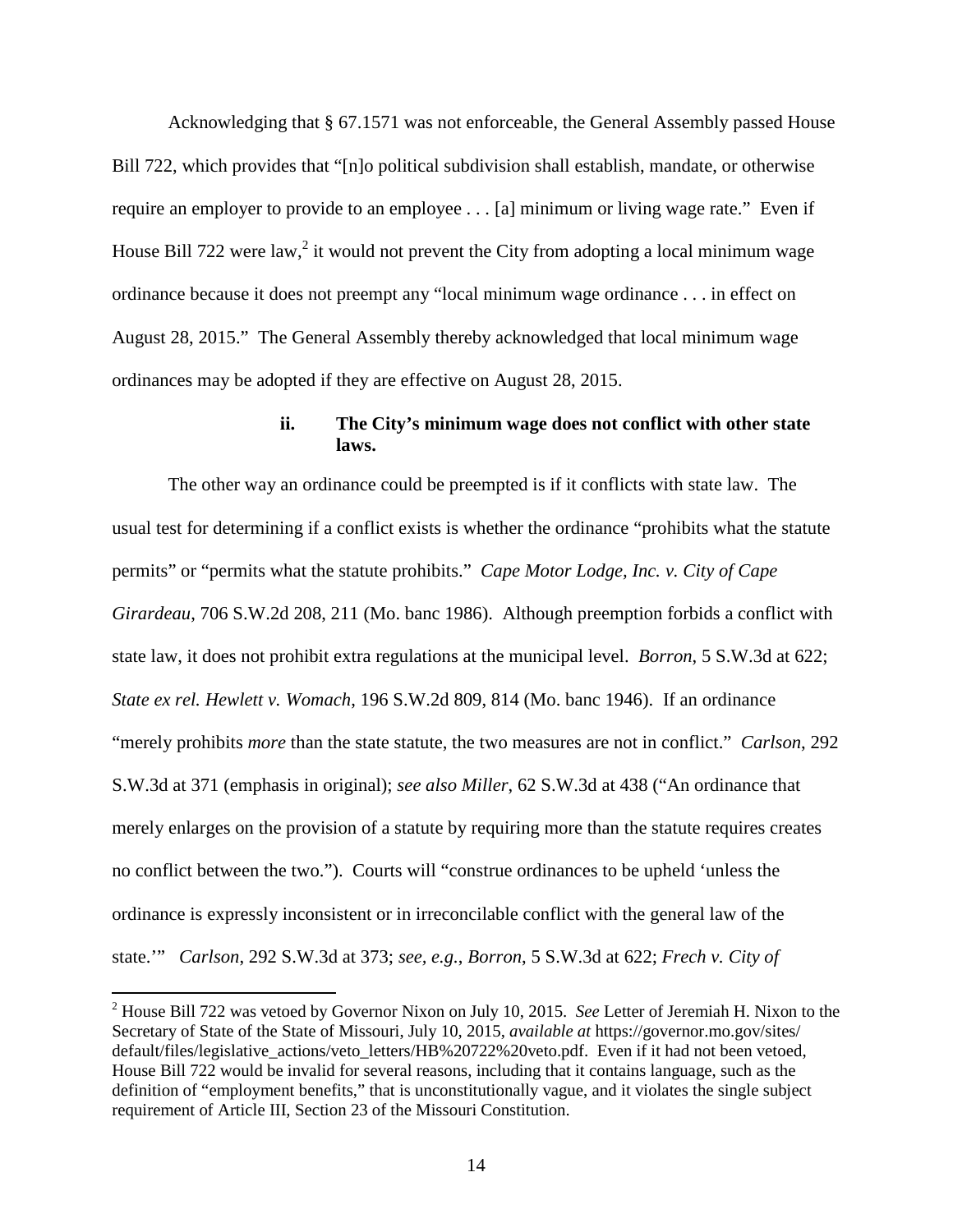Acknowledging that § 67.1571 was not enforceable, the General Assembly passed House Bill 722, which provides that "[n]o political subdivision shall establish, mandate, or otherwise require an employer to provide to an employee . . . [a] minimum or living wage rate." Even if House Bill 722 were law,[2] it would not prevent the City from adopting a local minimum wage ordinance because it does not preempt any "local minimum wage ordinance . . . in effect on August 28, 2015." The General Assembly thereby acknowledged that local minimum wage ordinances may be adopted if they are effective on August 28, 2015.

#### ii. The City's minimum wage does not conflict with other state laws.

The other way an ordinance could be preempted is if it conflicts with state law. The usual test for determining if a conflict exists is whether the ordinance "prohibits what the statute permits" or "permits what the statute prohibits." *Cape Motor Lodge, Inc. v. City of Cape Girardeau*, 706 S.W.2d 208, 211 (Mo. banc 1986). Although preemption forbids a conflict with state law, it does not prohibit extra regulations at the municipal level. *Borron*, 5 S.W.3d at 622; *State ex rel. Hewlett v. Womach*, 196 S.W.2d 809, 814 (Mo. banc 1946). If an ordinance "merely prohibits *more* than the state statute, the two measures are not in conflict." *Carlson*, 292 S.W.3d at 371 (emphasis in original); *see also Miller*, 62 S.W.3d at 438 ("An ordinance that merely enlarges on the provision of a statute by requiring more than the statute requires creates no conflict between the two."). Courts will "construe ordinances to be upheld 'unless the ordinance is expressly inconsistent or in irreconcilable conflict with the general law of the state.'" *Carlson*, 292 S.W.3d at 373; *see, e.g.*, *Borron*, 5 S.W.3d at 622; *Frech v. City of*

---

[2] House Bill 722 was vetoed by Governor Nixon on July 10, 2015. *See* Letter of Jeremiah H. Nixon to the Secretary of State of the State of Missouri, July 10, 2015, *available at* https://governor.mo.gov/sites/default/files/legislative_actions/veto_letters/HB%20722%20veto.pdf. Even if it had not been vetoed, House Bill 722 would be invalid for several reasons, including that it contains language, such as the definition of "employment benefits," that is unconstitutionally vague, and it violates the single subject requirement of Article III, Section 23 of the Missouri Constitution.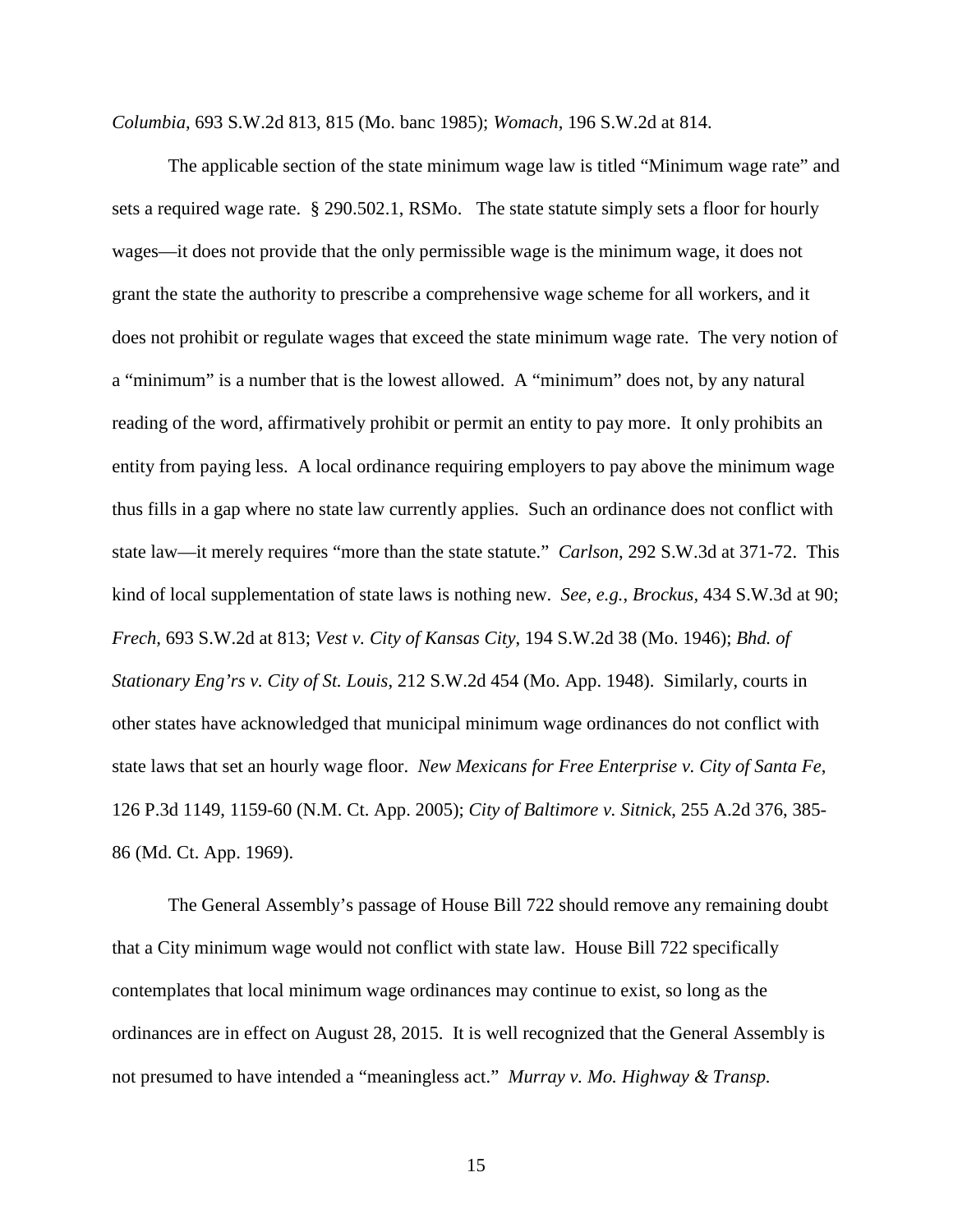*Columbia*, 693 S.W.2d 813, 815 (Mo. banc 1985); *Womach*, 196 S.W.2d at 814.

The applicable section of the state minimum wage law is titled "Minimum wage rate" and sets a required wage rate. § 290.502.1, RSMo. The state statute simply sets a floor for hourly wages—it does not provide that the only permissible wage is the minimum wage, it does not grant the state the authority to prescribe a comprehensive wage scheme for all workers, and it does not prohibit or regulate wages that exceed the state minimum wage rate. The very notion of a "minimum" is a number that is the lowest allowed. A "minimum" does not, by any natural reading of the word, affirmatively prohibit or permit an entity to pay more. It only prohibits an entity from paying less. A local ordinance requiring employers to pay above the minimum wage thus fills in a gap where no state law currently applies. Such an ordinance does not conflict with state law—it merely requires "more than the state statute." *Carlson*, 292 S.W.3d at 371-72. This kind of local supplementation of state laws is nothing new. *See, e.g.*, *Brockus*, 434 S.W.3d at 90; *Frech*, 693 S.W.2d at 813; *Vest v. City of Kansas City*, 194 S.W.2d 38 (Mo. 1946); *Bhd. of Stationary Eng'rs v. City of St. Louis*, 212 S.W.2d 454 (Mo. App. 1948). Similarly, courts in other states have acknowledged that municipal minimum wage ordinances do not conflict with state laws that set an hourly wage floor. *New Mexicans for Free Enterprise v. City of Santa Fe*, 126 P.3d 1149, 1159-60 (N.M. Ct. App. 2005); *City of Baltimore v. Sitnick*, 255 A.2d 376, 385-86 (Md. Ct. App. 1969).

The General Assembly's passage of House Bill 722 should remove any remaining doubt that a City minimum wage would not conflict with state law. House Bill 722 specifically contemplates that local minimum wage ordinances may continue to exist, so long as the ordinances are in effect on August 28, 2015. It is well recognized that the General Assembly is not presumed to have intended a "meaningless act." *Murray v. Mo. Highway & Transp.*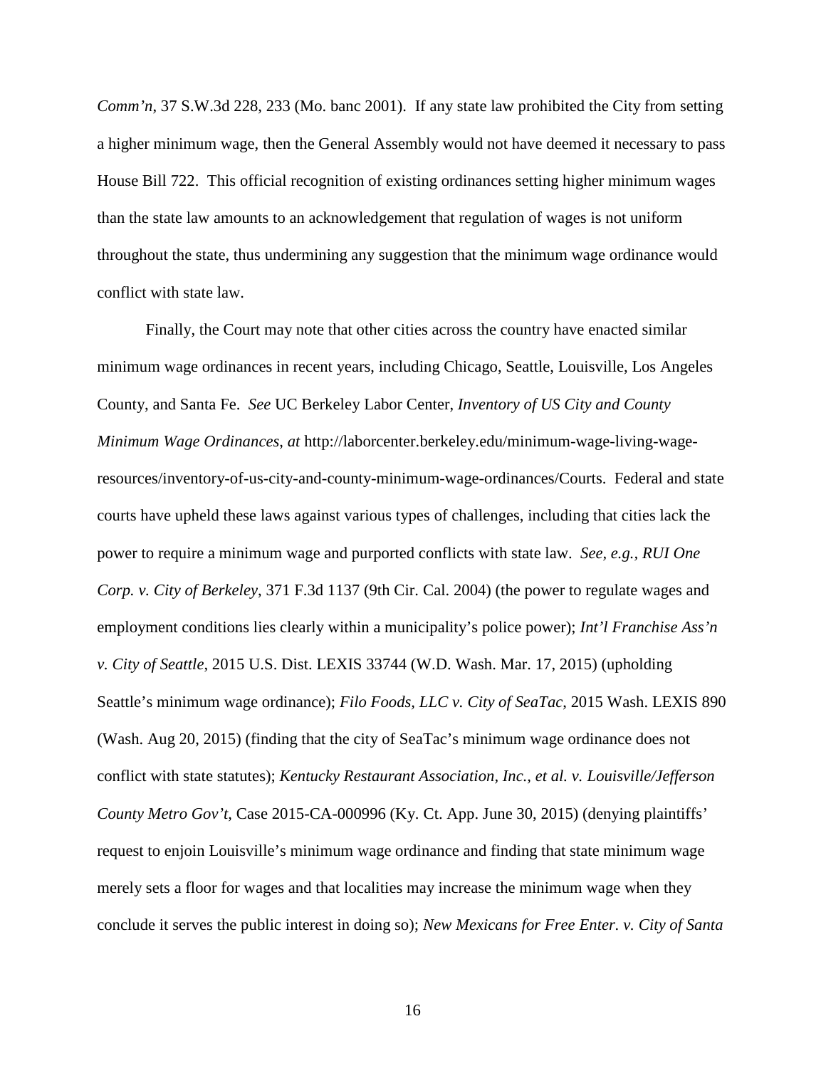*Comm'n*, 37 S.W.3d 228, 233 (Mo. banc 2001). If any state law prohibited the City from setting a higher minimum wage, then the General Assembly would not have deemed it necessary to pass House Bill 722. This official recognition of existing ordinances setting higher minimum wages than the state law amounts to an acknowledgement that regulation of wages is not uniform throughout the state, thus undermining any suggestion that the minimum wage ordinance would conflict with state law.

Finally, the Court may note that other cities across the country have enacted similar minimum wage ordinances in recent years, including Chicago, Seattle, Louisville, Los Angeles County, and Santa Fe. *See* UC Berkeley Labor Center, *Inventory of US City and County Minimum Wage Ordinances*, *at* http://laborcenter.berkeley.edu/minimum-wage-living-wage-resources/inventory-of-us-city-and-county-minimum-wage-ordinances/Courts. Federal and state courts have upheld these laws against various types of challenges, including that cities lack the power to require a minimum wage and purported conflicts with state law. *See, e.g., RUI One Corp. v. City of Berkeley*, 371 F.3d 1137 (9th Cir. Cal. 2004) (the power to regulate wages and employment conditions lies clearly within a municipality's police power); *Int'l Franchise Ass'n v. City of Seattle*, 2015 U.S. Dist. LEXIS 33744 (W.D. Wash. Mar. 17, 2015) (upholding Seattle's minimum wage ordinance); *Filo Foods, LLC v. City of SeaTac*, 2015 Wash. LEXIS 890 (Wash. Aug 20, 2015) (finding that the city of SeaTac's minimum wage ordinance does not conflict with state statutes); *Kentucky Restaurant Association, Inc., et al. v. Louisville/Jefferson County Metro Gov't*, Case 2015-CA-000996 (Ky. Ct. App. June 30, 2015) (denying plaintiffs' request to enjoin Louisville's minimum wage ordinance and finding that state minimum wage merely sets a floor for wages and that localities may increase the minimum wage when they conclude it serves the public interest in doing so); *New Mexicans for Free Enter. v. City of Santa*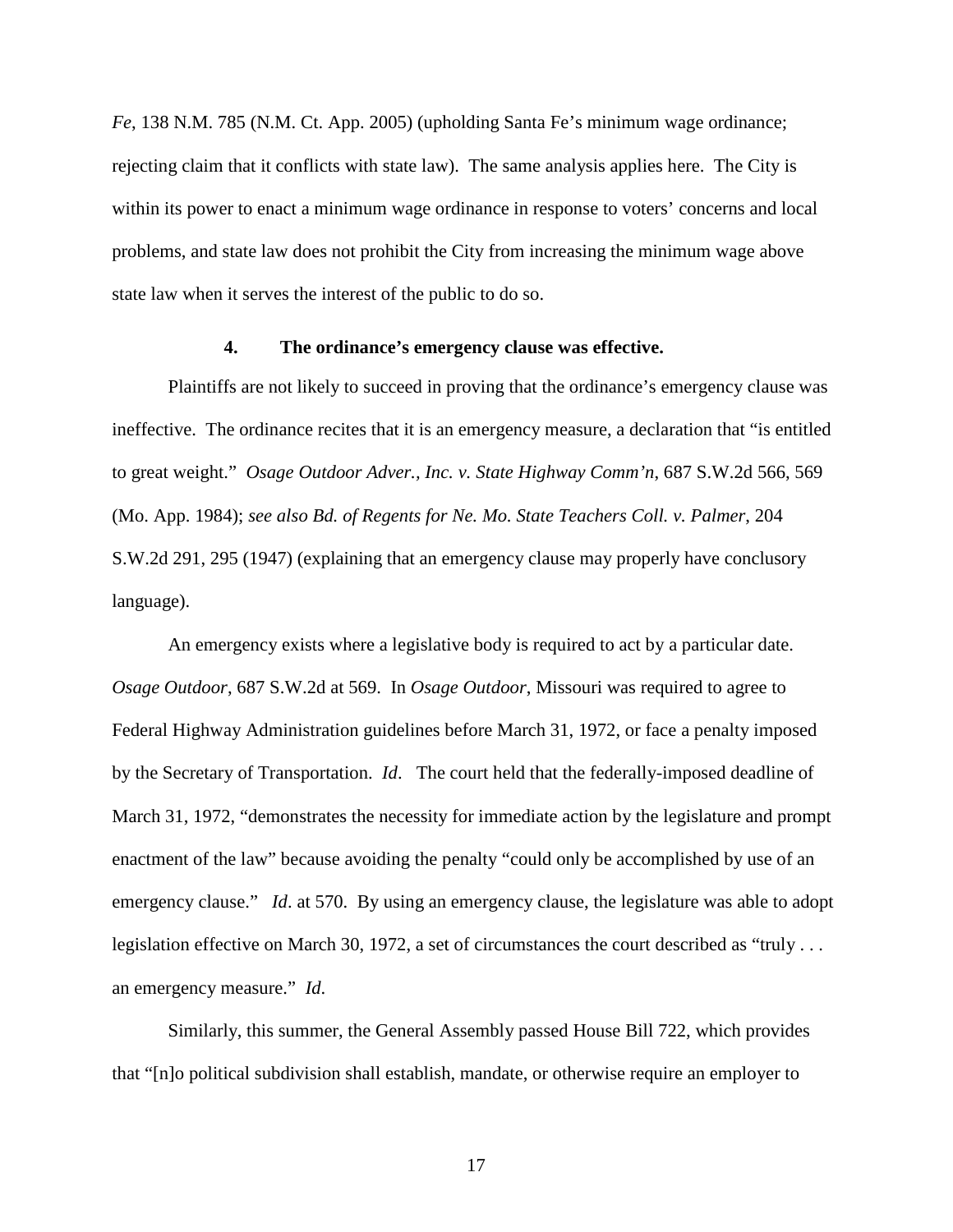*Fe*, 138 N.M. 785 (N.M. Ct. App. 2005) (upholding Santa Fe's minimum wage ordinance; rejecting claim that it conflicts with state law). The same analysis applies here. The City is within its power to enact a minimum wage ordinance in response to voters' concerns and local problems, and state law does not prohibit the City from increasing the minimum wage above state law when it serves the interest of the public to do so.

### 4. The ordinance's emergency clause was effective.

Plaintiffs are not likely to succeed in proving that the ordinance's emergency clause was ineffective. The ordinance recites that it is an emergency measure, a declaration that "is entitled to great weight." *Osage Outdoor Adver., Inc. v. State Highway Comm'n*, 687 S.W.2d 566, 569 (Mo. App. 1984); *see also Bd. of Regents for Ne. Mo. State Teachers Coll. v. Palmer*, 204 S.W.2d 291, 295 (1947) (explaining that an emergency clause may properly have conclusory language).

An emergency exists where a legislative body is required to act by a particular date. *Osage Outdoor*, 687 S.W.2d at 569. In *Osage Outdoor*, Missouri was required to agree to Federal Highway Administration guidelines before March 31, 1972, or face a penalty imposed by the Secretary of Transportation. *Id*. The court held that the federally-imposed deadline of March 31, 1972, "demonstrates the necessity for immediate action by the legislature and prompt enactment of the law" because avoiding the penalty "could only be accomplished by use of an emergency clause." *Id*. at 570. By using an emergency clause, the legislature was able to adopt legislation effective on March 30, 1972, a set of circumstances the court described as "truly . . . an emergency measure." *Id*.

Similarly, this summer, the General Assembly passed House Bill 722, which provides that "[n]o political subdivision shall establish, mandate, or otherwise require an employer to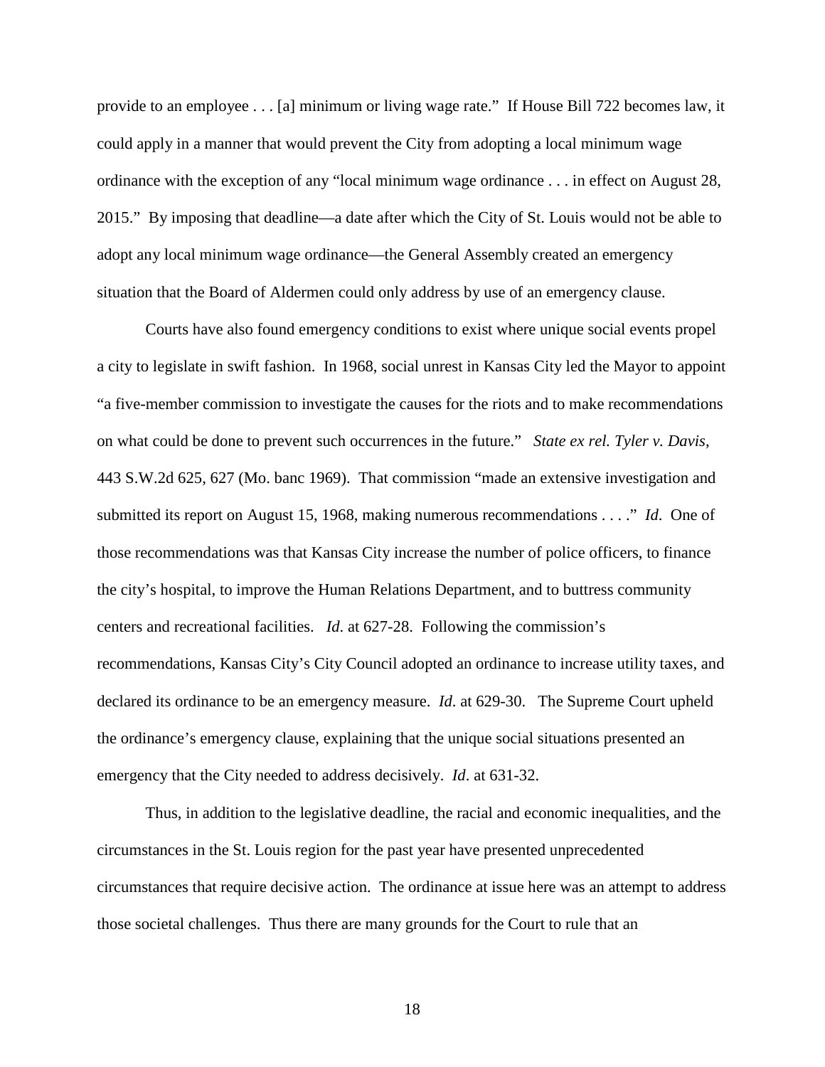provide to an employee . . . [a] minimum or living wage rate." If House Bill 722 becomes law, it could apply in a manner that would prevent the City from adopting a local minimum wage ordinance with the exception of any "local minimum wage ordinance . . . in effect on August 28, 2015." By imposing that deadline—a date after which the City of St. Louis would not be able to adopt any local minimum wage ordinance—the General Assembly created an emergency situation that the Board of Aldermen could only address by use of an emergency clause.

Courts have also found emergency conditions to exist where unique social events propel a city to legislate in swift fashion. In 1968, social unrest in Kansas City led the Mayor to appoint "a five-member commission to investigate the causes for the riots and to make recommendations on what could be done to prevent such occurrences in the future." *State ex rel. Tyler v. Davis*, 443 S.W.2d 625, 627 (Mo. banc 1969). That commission "made an extensive investigation and submitted its report on August 15, 1968, making numerous recommendations . . . ." *Id*. One of those recommendations was that Kansas City increase the number of police officers, to finance the city's hospital, to improve the Human Relations Department, and to buttress community centers and recreational facilities. *Id*. at 627-28. Following the commission's recommendations, Kansas City's City Council adopted an ordinance to increase utility taxes, and declared its ordinance to be an emergency measure. *Id*. at 629-30. The Supreme Court upheld the ordinance's emergency clause, explaining that the unique social situations presented an emergency that the City needed to address decisively. *Id*. at 631-32.

Thus, in addition to the legislative deadline, the racial and economic inequalities, and the circumstances in the St. Louis region for the past year have presented unprecedented circumstances that require decisive action. The ordinance at issue here was an attempt to address those societal challenges. Thus there are many grounds for the Court to rule that an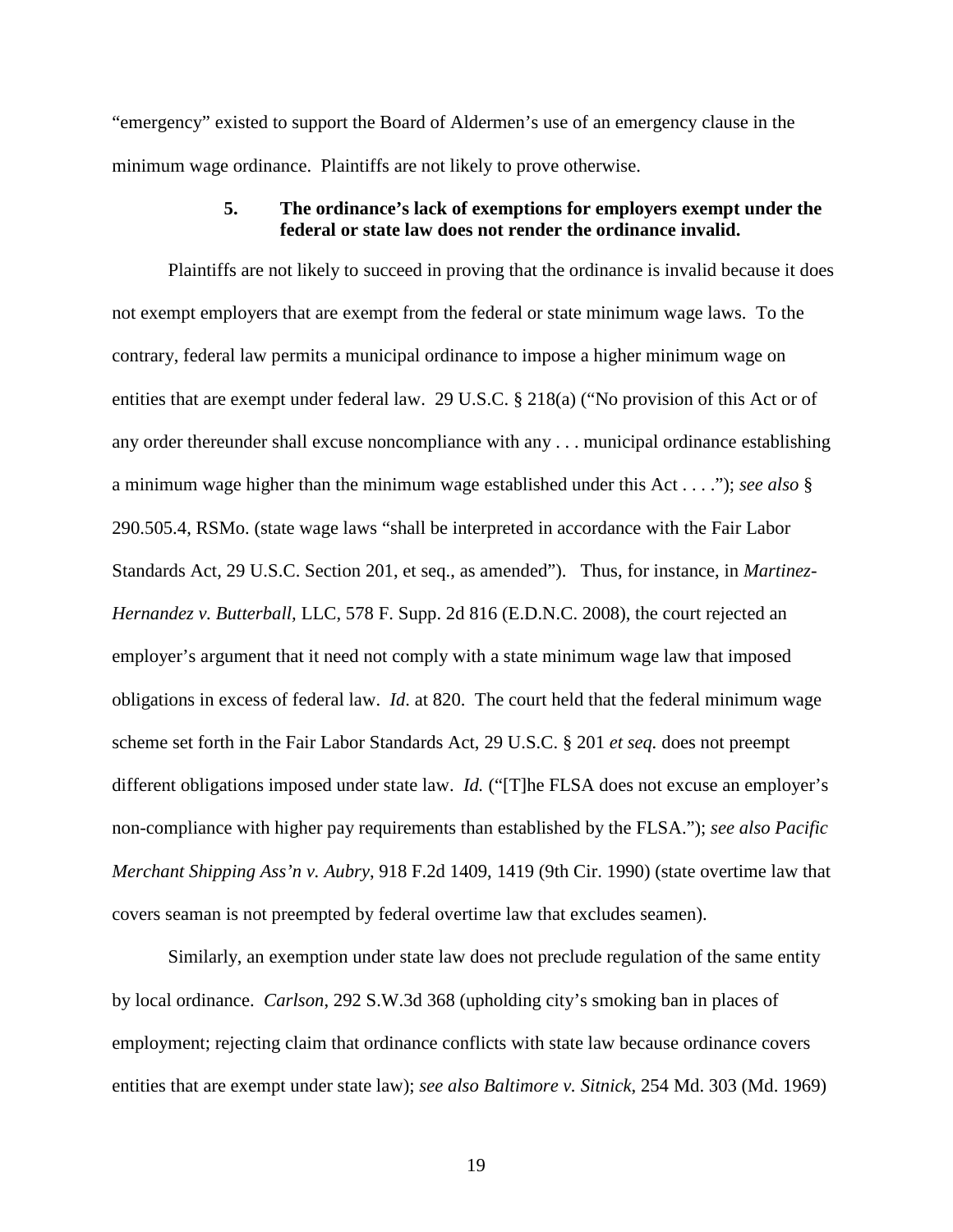"emergency" existed to support the Board of Aldermen's use of an emergency clause in the minimum wage ordinance. Plaintiffs are not likely to prove otherwise.

#### 5. The ordinance's lack of exemptions for employers exempt under the federal or state law does not render the ordinance invalid.

Plaintiffs are not likely to succeed in proving that the ordinance is invalid because it does not exempt employers that are exempt from the federal or state minimum wage laws. To the contrary, federal law permits a municipal ordinance to impose a higher minimum wage on entities that are exempt under federal law. 29 U.S.C. § 218(a) ("No provision of this Act or of any order thereunder shall excuse noncompliance with any . . . municipal ordinance establishing a minimum wage higher than the minimum wage established under this Act . . . ."); *see also* § 290.505.4, RSMo. (state wage laws "shall be interpreted in accordance with the Fair Labor Standards Act, 29 U.S.C. Section 201, et seq., as amended"). Thus, for instance, in *Martinez-Hernandez v. Butterball*, LLC, 578 F. Supp. 2d 816 (E.D.N.C. 2008), the court rejected an employer's argument that it need not comply with a state minimum wage law that imposed obligations in excess of federal law. *Id*. at 820. The court held that the federal minimum wage scheme set forth in the Fair Labor Standards Act, 29 U.S.C. § 201 *et seq.* does not preempt different obligations imposed under state law. *Id.* ("[T]he FLSA does not excuse an employer's non-compliance with higher pay requirements than established by the FLSA."); *see also Pacific Merchant Shipping Ass'n v. Aubry*, 918 F.2d 1409, 1419 (9th Cir. 1990) (state overtime law that covers seaman is not preempted by federal overtime law that excludes seamen).

Similarly, an exemption under state law does not preclude regulation of the same entity by local ordinance. *Carlson*, 292 S.W.3d 368 (upholding city's smoking ban in places of employment; rejecting claim that ordinance conflicts with state law because ordinance covers entities that are exempt under state law); *see also Baltimore v. Sitnick*, 254 Md. 303 (Md. 1969)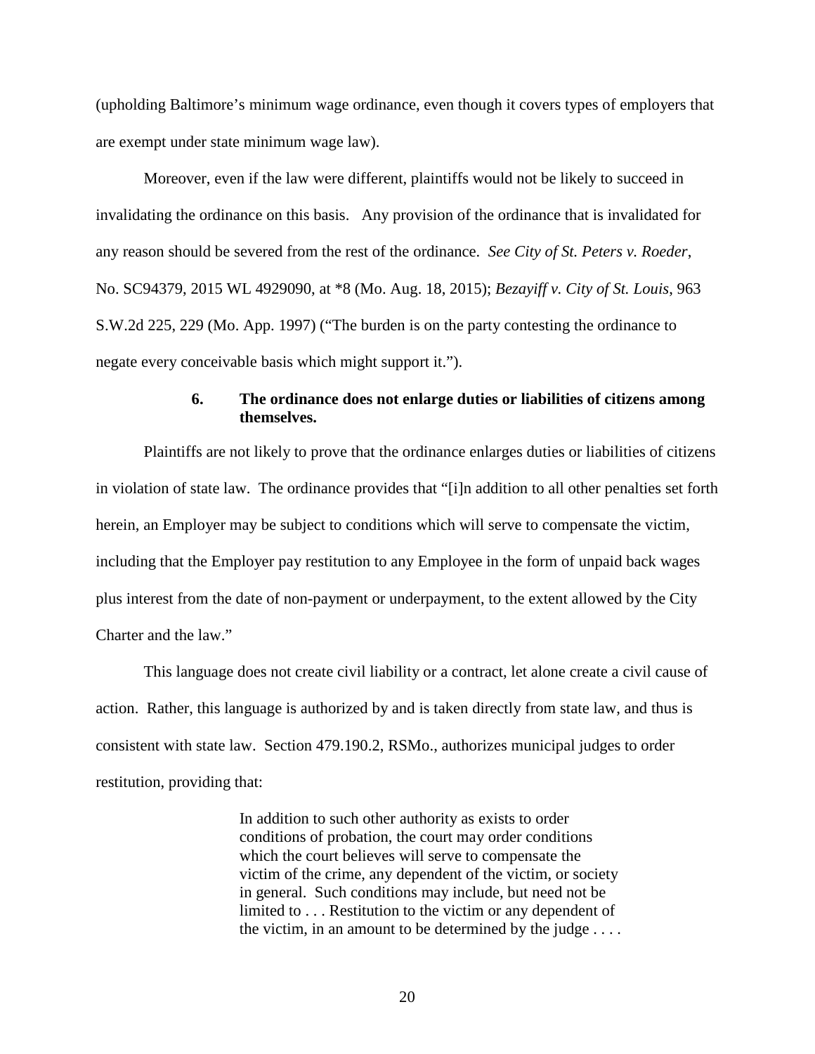(upholding Baltimore's minimum wage ordinance, even though it covers types of employers that are exempt under state minimum wage law).

Moreover, even if the law were different, plaintiffs would not be likely to succeed in invalidating the ordinance on this basis. Any provision of the ordinance that is invalidated for any reason should be severed from the rest of the ordinance. *See City of St. Peters v. Roeder*, No. SC94379, 2015 WL 4929090, at *8 (Mo. Aug. 18, 2015); *Bezayiff v. City of St. Louis*, 963 S.W.2d 225, 229 (Mo. App. 1997) ("The burden is on the party contesting the ordinance to negate every conceivable basis which might support it.").

### 6. The ordinance does not enlarge duties or liabilities of citizens among themselves.

Plaintiffs are not likely to prove that the ordinance enlarges duties or liabilities of citizens in violation of state law. The ordinance provides that "[i]n addition to all other penalties set forth herein, an Employer may be subject to conditions which will serve to compensate the victim, including that the Employer pay restitution to any Employee in the form of unpaid back wages plus interest from the date of non-payment or underpayment, to the extent allowed by the City Charter and the law."

This language does not create civil liability or a contract, let alone create a civil cause of action. Rather, this language is authorized by and is taken directly from state law, and thus is consistent with state law. Section 479.190.2, RSMo., authorizes municipal judges to order restitution, providing that:

> In addition to such other authority as exists to order conditions of probation, the court may order conditions which the court believes will serve to compensate the victim of the crime, any dependent of the victim, or society in general. Such conditions may include, but need not be limited to . . . Restitution to the victim or any dependent of the victim, in an amount to be determined by the judge . . . .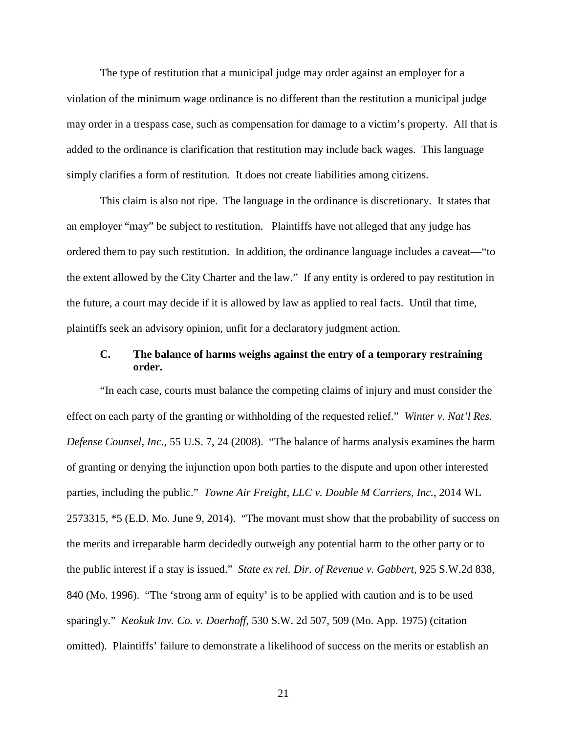The type of restitution that a municipal judge may order against an employer for a violation of the minimum wage ordinance is no different than the restitution a municipal judge may order in a trespass case, such as compensation for damage to a victim's property. All that is added to the ordinance is clarification that restitution may include back wages. This language simply clarifies a form of restitution. It does not create liabilities among citizens.

This claim is also not ripe. The language in the ordinance is discretionary. It states that an employer "may" be subject to restitution. Plaintiffs have not alleged that any judge has ordered them to pay such restitution. In addition, the ordinance language includes a caveat—"to the extent allowed by the City Charter and the law." If any entity is ordered to pay restitution in the future, a court may decide if it is allowed by law as applied to real facts. Until that time, plaintiffs seek an advisory opinion, unfit for a declaratory judgment action.

### C. The balance of harms weighs against the entry of a temporary restraining order.

"In each case, courts must balance the competing claims of injury and must consider the effect on each party of the granting or withholding of the requested relief." *Winter v. Nat'l Res. Defense Counsel, Inc.*, 55 U.S. 7, 24 (2008). "The balance of harms analysis examines the harm of granting or denying the injunction upon both parties to the dispute and upon other interested parties, including the public." *Towne Air Freight, LLC v. Double M Carriers, Inc.*, 2014 WL 2573315, *5 (E.D. Mo. June 9, 2014). "The movant must show that the probability of success on the merits and irreparable harm decidedly outweigh any potential harm to the other party or to the public interest if a stay is issued." *State ex rel. Dir. of Revenue v. Gabbert*, 925 S.W.2d 838, 840 (Mo. 1996). "The 'strong arm of equity' is to be applied with caution and is to be used sparingly." *Keokuk Inv. Co. v. Doerhoff*, 530 S.W. 2d 507, 509 (Mo. App. 1975) (citation omitted). Plaintiffs' failure to demonstrate a likelihood of success on the merits or establish an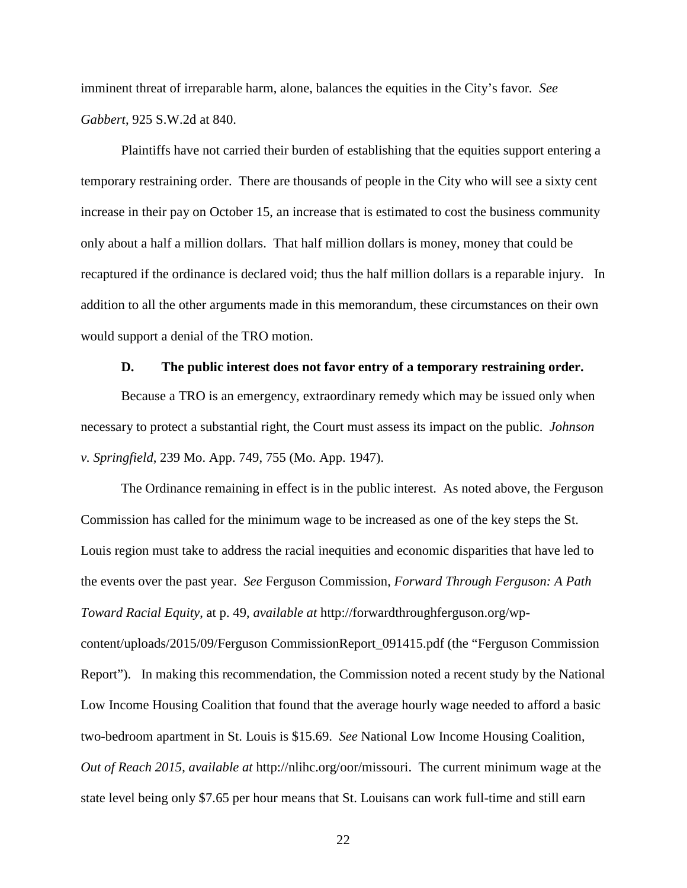imminent threat of irreparable harm, alone, balances the equities in the City's favor. *See Gabbert*, 925 S.W.2d at 840.

Plaintiffs have not carried their burden of establishing that the equities support entering a temporary restraining order. There are thousands of people in the City who will see a sixty cent increase in their pay on October 15, an increase that is estimated to cost the business community only about a half a million dollars. That half million dollars is money, money that could be recaptured if the ordinance is declared void; thus the half million dollars is a reparable injury. In addition to all the other arguments made in this memorandum, these circumstances on their own would support a denial of the TRO motion.

### D. The public interest does not favor entry of a temporary restraining order.

Because a TRO is an emergency, extraordinary remedy which may be issued only when necessary to protect a substantial right, the Court must assess its impact on the public. *Johnson v. Springfield*, 239 Mo. App. 749, 755 (Mo. App. 1947).

The Ordinance remaining in effect is in the public interest. As noted above, the Ferguson Commission has called for the minimum wage to be increased as one of the key steps the St. Louis region must take to address the racial inequities and economic disparities that have led to the events over the past year. *See* Ferguson Commission, *Forward Through Ferguson: A Path Toward Racial Equity*, at p. 49, *available at* http://forwardthroughferguson.org/wp-content/uploads/2015/09/Ferguson CommissionReport_091415.pdf (the "Ferguson Commission Report"). In making this recommendation, the Commission noted a recent study by the National Low Income Housing Coalition that found that the average hourly wage needed to afford a basic two-bedroom apartment in St. Louis is $15.69. *See* National Low Income Housing Coalition, *Out of Reach 2015*, *available at* http://nlihc.org/oor/missouri. The current minimum wage at the state level being only $7.65 per hour means that St. Louisans can work full-time and still earn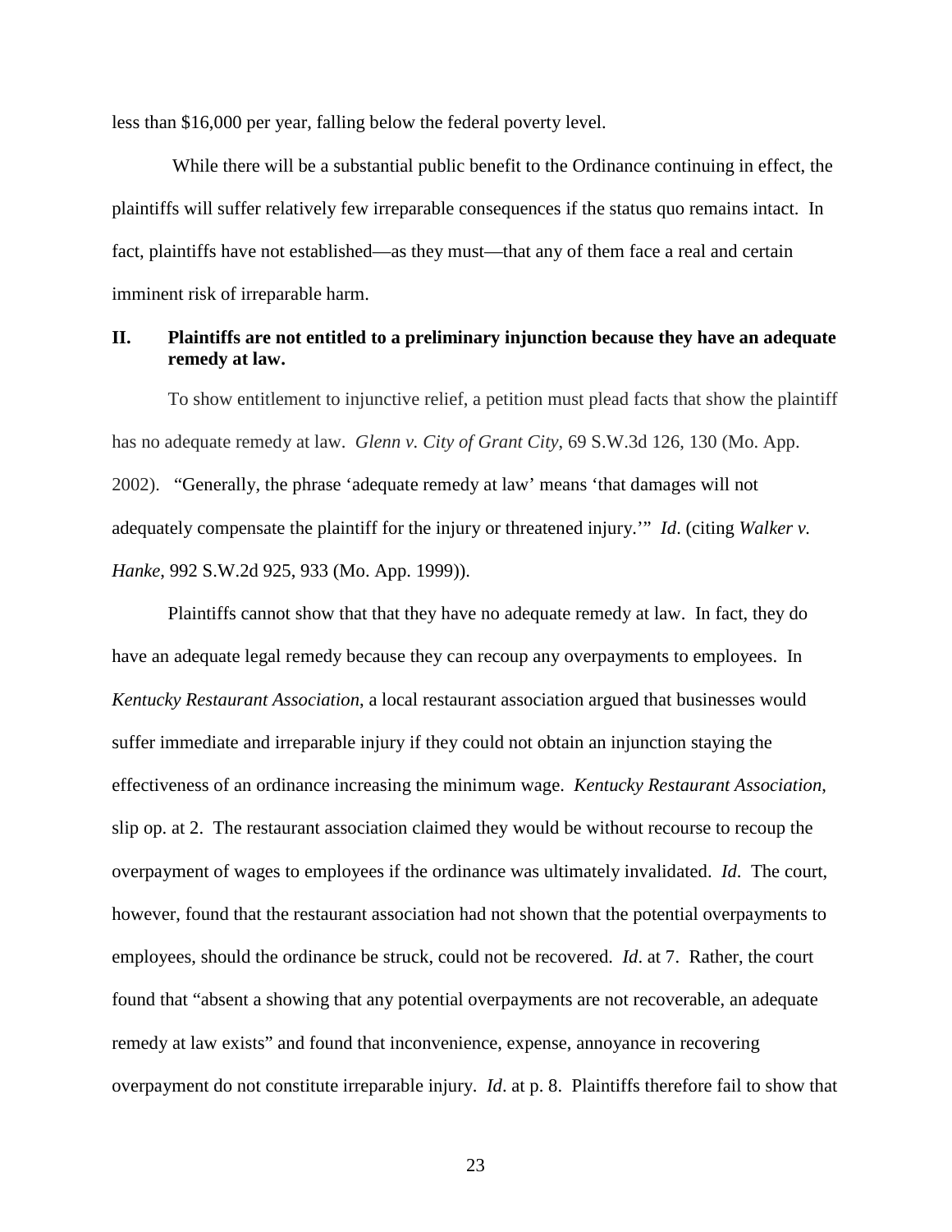less than $16,000 per year, falling below the federal poverty level.

While there will be a substantial public benefit to the Ordinance continuing in effect, the plaintiffs will suffer relatively few irreparable consequences if the status quo remains intact. In fact, plaintiffs have not established—as they must—that any of them face a real and certain imminent risk of irreparable harm.

## II. Plaintiffs are not entitled to a preliminary injunction because they have an adequate remedy at law.

To show entitlement to injunctive relief, a petition must plead facts that show the plaintiff has no adequate remedy at law. *Glenn v. City of Grant City*, 69 S.W.3d 126, 130 (Mo. App. 2002). "Generally, the phrase 'adequate remedy at law' means 'that damages will not adequately compensate the plaintiff for the injury or threatened injury.'" *Id*. (citing *Walker v. Hanke*, 992 S.W.2d 925, 933 (Mo. App. 1999)).

Plaintiffs cannot show that that they have no adequate remedy at law. In fact, they do have an adequate legal remedy because they can recoup any overpayments to employees. In *Kentucky Restaurant Association*, a local restaurant association argued that businesses would suffer immediate and irreparable injury if they could not obtain an injunction staying the effectiveness of an ordinance increasing the minimum wage. *Kentucky Restaurant Association*, slip op. at 2. The restaurant association claimed they would be without recourse to recoup the overpayment of wages to employees if the ordinance was ultimately invalidated. *Id*. The court, however, found that the restaurant association had not shown that the potential overpayments to employees, should the ordinance be struck, could not be recovered. *Id*. at 7. Rather, the court found that "absent a showing that any potential overpayments are not recoverable, an adequate remedy at law exists" and found that inconvenience, expense, annoyance in recovering overpayment do not constitute irreparable injury. *Id*. at p. 8. Plaintiffs therefore fail to show that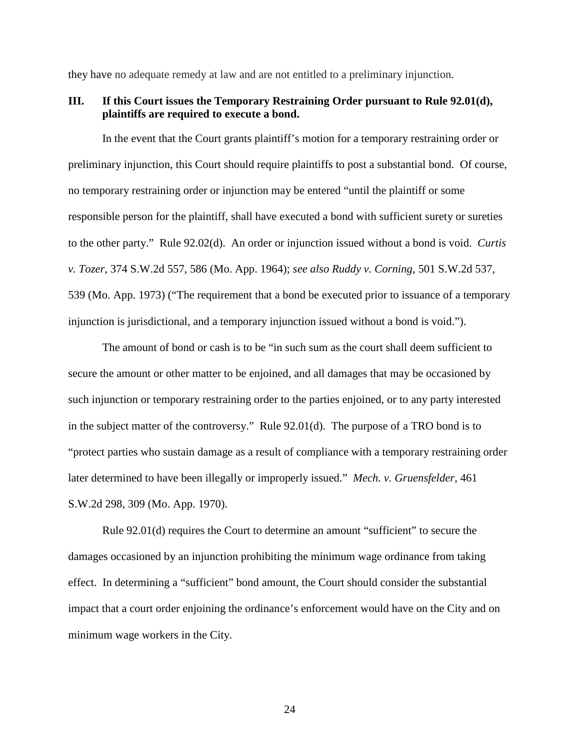they have no adequate remedy at law and are not entitled to a preliminary injunction.

### III. If this Court issues the Temporary Restraining Order pursuant to Rule 92.01(d), plaintiffs are required to execute a bond.

In the event that the Court grants plaintiff's motion for a temporary restraining order or preliminary injunction, this Court should require plaintiffs to post a substantial bond. Of course, no temporary restraining order or injunction may be entered "until the plaintiff or some responsible person for the plaintiff, shall have executed a bond with sufficient surety or sureties to the other party." Rule 92.02(d). An order or injunction issued without a bond is void. *Curtis v. Tozer*, 374 S.W.2d 557, 586 (Mo. App. 1964); *see also Ruddy v. Corning*, 501 S.W.2d 537, 539 (Mo. App. 1973) ("The requirement that a bond be executed prior to issuance of a temporary injunction is jurisdictional, and a temporary injunction issued without a bond is void.").

The amount of bond or cash is to be "in such sum as the court shall deem sufficient to secure the amount or other matter to be enjoined, and all damages that may be occasioned by such injunction or temporary restraining order to the parties enjoined, or to any party interested in the subject matter of the controversy." Rule 92.01(d). The purpose of a TRO bond is to "protect parties who sustain damage as a result of compliance with a temporary restraining order later determined to have been illegally or improperly issued." *Mech. v. Gruensfelder*, 461 S.W.2d 298, 309 (Mo. App. 1970).

Rule 92.01(d) requires the Court to determine an amount "sufficient" to secure the damages occasioned by an injunction prohibiting the minimum wage ordinance from taking effect. In determining a "sufficient" bond amount, the Court should consider the substantial impact that a court order enjoining the ordinance's enforcement would have on the City and on minimum wage workers in the City.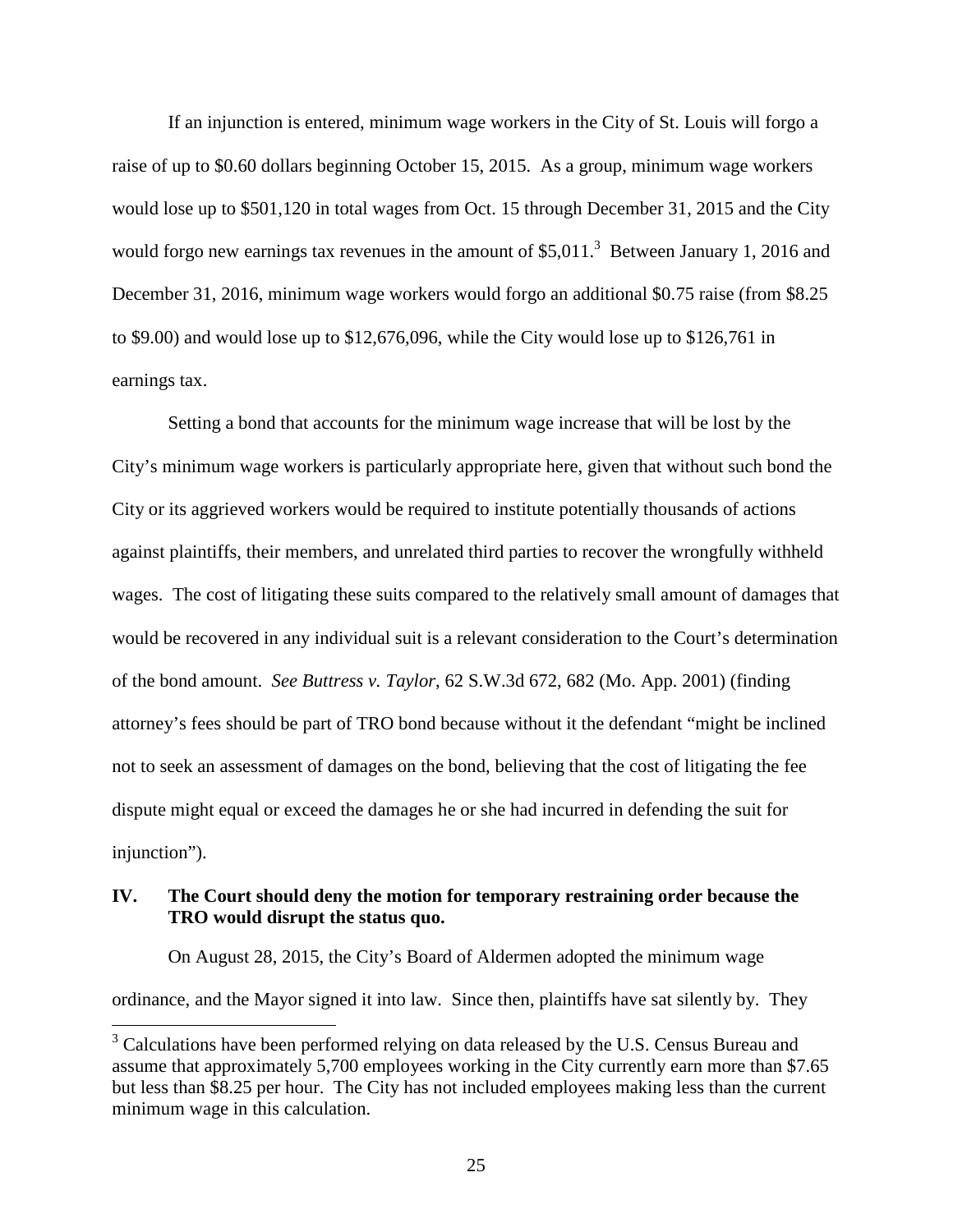If an injunction is entered, minimum wage workers in the City of St. Louis will forgo a raise of up to $0.60 dollars beginning October 15, 2015. As a group, minimum wage workers would lose up to $501,120 in total wages from Oct. 15 through December 31, 2015 and the City would forgo new earnings tax revenues in the amount of $5,011.[3] Between January 1, 2016 and December 31, 2016, minimum wage workers would forgo an additional $0.75 raise (from $8.25 to $9.00) and would lose up to $12,676,096, while the City would lose up to $126,761 in earnings tax.

Setting a bond that accounts for the minimum wage increase that will be lost by the City's minimum wage workers is particularly appropriate here, given that without such bond the City or its aggrieved workers would be required to institute potentially thousands of actions against plaintiffs, their members, and unrelated third parties to recover the wrongfully withheld wages. The cost of litigating these suits compared to the relatively small amount of damages that would be recovered in any individual suit is a relevant consideration to the Court's determination of the bond amount. *See Buttress v. Taylor*, 62 S.W.3d 672, 682 (Mo. App. 2001) (finding attorney's fees should be part of TRO bond because without it the defendant "might be inclined not to seek an assessment of damages on the bond, believing that the cost of litigating the fee dispute might equal or exceed the damages he or she had incurred in defending the suit for injunction").

## IV. The Court should deny the motion for temporary restraining order because the TRO would disrupt the status quo.

On August 28, 2015, the City's Board of Aldermen adopted the minimum wage ordinance, and the Mayor signed it into law. Since then, plaintiffs have sat silently by. They

[3] Calculations have been performed relying on data released by the U.S. Census Bureau and assume that approximately 5,700 employees working in the City currently earn more than $7.65 but less than $8.25 per hour. The City has not included employees making less than the current minimum wage in this calculation.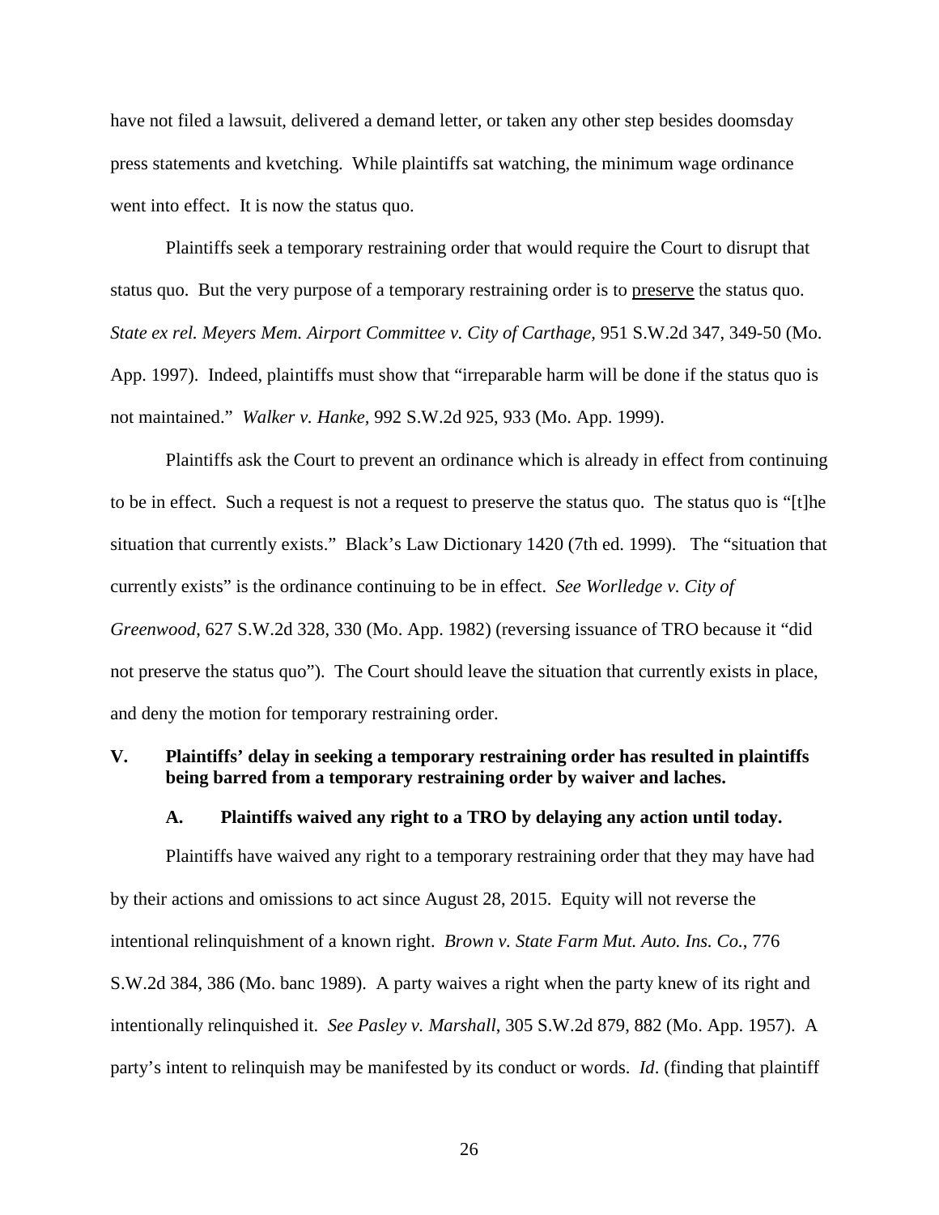have not filed a lawsuit, delivered a demand letter, or taken any other step besides doomsday press statements and kvetching. While plaintiffs sat watching, the minimum wage ordinance went into effect. It is now the status quo.

Plaintiffs seek a temporary restraining order that would require the Court to disrupt that status quo. But the very purpose of a temporary restraining order is to <u>preserve</u> the status quo. *State ex rel. Meyers Mem. Airport Committee v. City of Carthage*, 951 S.W.2d 347, 349-50 (Mo. App. 1997). Indeed, plaintiffs must show that "irreparable harm will be done if the status quo is not maintained." *Walker v. Hanke*, 992 S.W.2d 925, 933 (Mo. App. 1999).

Plaintiffs ask the Court to prevent an ordinance which is already in effect from continuing to be in effect. Such a request is not a request to preserve the status quo. The status quo is "[t]he situation that currently exists." Black's Law Dictionary 1420 (7th ed. 1999). The "situation that currently exists" is the ordinance continuing to be in effect. *See Worlledge v. City of Greenwood*, 627 S.W.2d 328, 330 (Mo. App. 1982) (reversing issuance of TRO because it "did not preserve the status quo"). The Court should leave the situation that currently exists in place, and deny the motion for temporary restraining order.

## V. Plaintiffs' delay in seeking a temporary restraining order has resulted in plaintiffs being barred from a temporary restraining order by waiver and laches.

### A. Plaintiffs waived any right to a TRO by delaying any action until today.

Plaintiffs have waived any right to a temporary restraining order that they may have had by their actions and omissions to act since August 28, 2015. Equity will not reverse the intentional relinquishment of a known right. *Brown v. State Farm Mut. Auto. Ins. Co.*, 776 S.W.2d 384, 386 (Mo. banc 1989). A party waives a right when the party knew of its right and intentionally relinquished it. *See Pasley v. Marshall*, 305 S.W.2d 879, 882 (Mo. App. 1957). A party's intent to relinquish may be manifested by its conduct or words. *Id*. (finding that plaintiff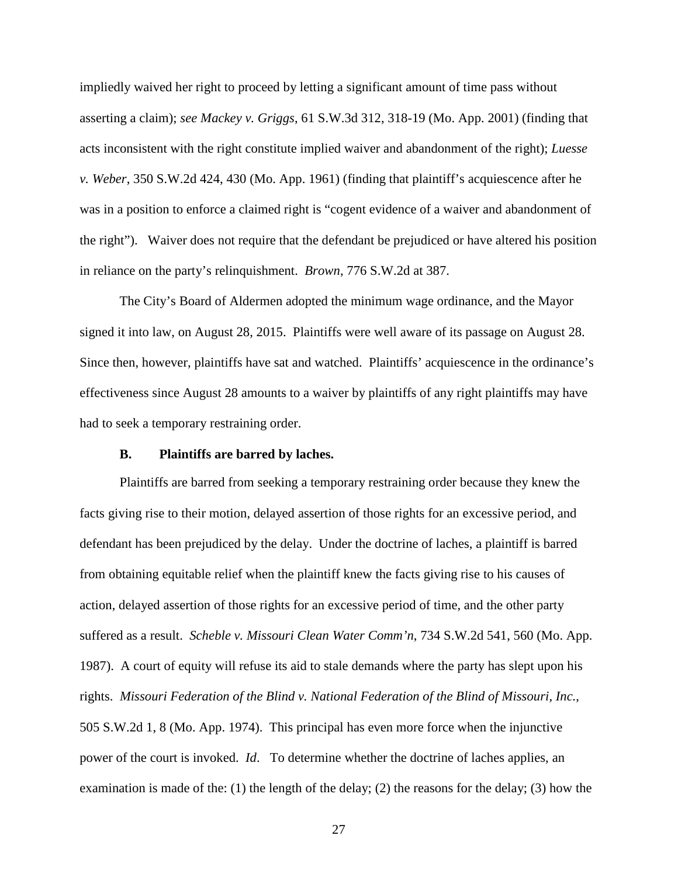impliedly waived her right to proceed by letting a significant amount of time pass without asserting a claim); *see Mackey v. Griggs*, 61 S.W.3d 312, 318-19 (Mo. App. 2001) (finding that acts inconsistent with the right constitute implied waiver and abandonment of the right); *Luesse v. Weber*, 350 S.W.2d 424, 430 (Mo. App. 1961) (finding that plaintiff's acquiescence after he was in a position to enforce a claimed right is "cogent evidence of a waiver and abandonment of the right"). Waiver does not require that the defendant be prejudiced or have altered his position in reliance on the party's relinquishment. *Brown*, 776 S.W.2d at 387.

The City's Board of Aldermen adopted the minimum wage ordinance, and the Mayor signed it into law, on August 28, 2015. Plaintiffs were well aware of its passage on August 28. Since then, however, plaintiffs have sat and watched. Plaintiffs' acquiescence in the ordinance's effectiveness since August 28 amounts to a waiver by plaintiffs of any right plaintiffs may have had to seek a temporary restraining order.

**B. Plaintiffs are barred by laches.**

Plaintiffs are barred from seeking a temporary restraining order because they knew the facts giving rise to their motion, delayed assertion of those rights for an excessive period, and defendant has been prejudiced by the delay. Under the doctrine of laches, a plaintiff is barred from obtaining equitable relief when the plaintiff knew the facts giving rise to his causes of action, delayed assertion of those rights for an excessive period of time, and the other party suffered as a result. *Scheble v. Missouri Clean Water Comm'n*, 734 S.W.2d 541, 560 (Mo. App. 1987). A court of equity will refuse its aid to stale demands where the party has slept upon his rights. *Missouri Federation of the Blind v. National Federation of the Blind of Missouri, Inc.*, 505 S.W.2d 1, 8 (Mo. App. 1974). This principal has even more force when the injunctive power of the court is invoked. *Id*. To determine whether the doctrine of laches applies, an examination is made of the: (1) the length of the delay; (2) the reasons for the delay; (3) how the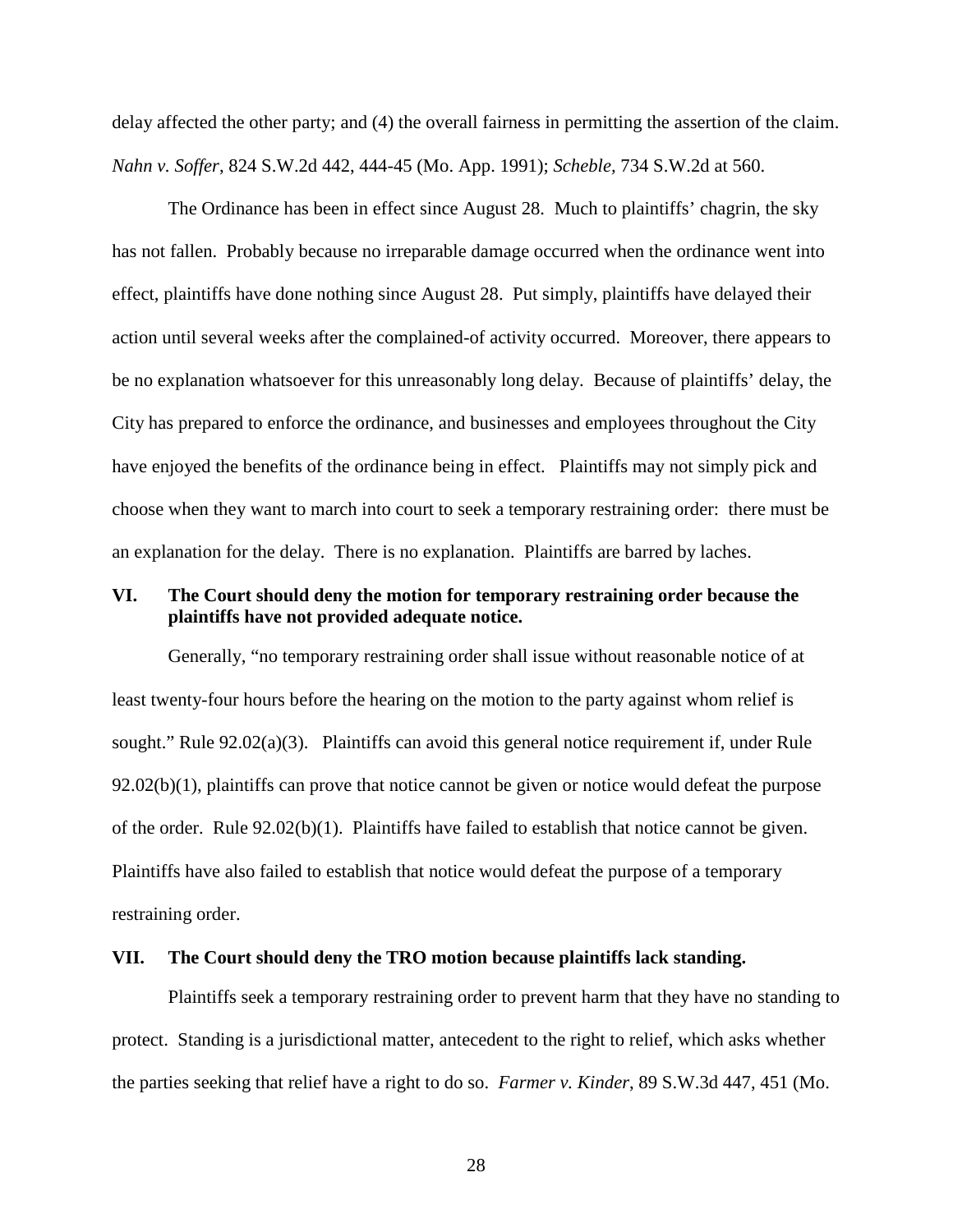delay affected the other party; and (4) the overall fairness in permitting the assertion of the claim. *Nahn v. Soffer*, 824 S.W.2d 442, 444-45 (Mo. App. 1991); *Scheble*, 734 S.W.2d at 560.

The Ordinance has been in effect since August 28. Much to plaintiffs' chagrin, the sky has not fallen. Probably because no irreparable damage occurred when the ordinance went into effect, plaintiffs have done nothing since August 28. Put simply, plaintiffs have delayed their action until several weeks after the complained-of activity occurred. Moreover, there appears to be no explanation whatsoever for this unreasonably long delay. Because of plaintiffs' delay, the City has prepared to enforce the ordinance, and businesses and employees throughout the City have enjoyed the benefits of the ordinance being in effect. Plaintiffs may not simply pick and choose when they want to march into court to seek a temporary restraining order: there must be an explanation for the delay. There is no explanation. Plaintiffs are barred by laches.

## VI. The Court should deny the motion for temporary restraining order because the plaintiffs have not provided adequate notice.

Generally, "no temporary restraining order shall issue without reasonable notice of at least twenty-four hours before the hearing on the motion to the party against whom relief is sought." Rule 92.02(a)(3). Plaintiffs can avoid this general notice requirement if, under Rule 92.02(b)(1), plaintiffs can prove that notice cannot be given or notice would defeat the purpose of the order. Rule 92.02(b)(1). Plaintiffs have failed to establish that notice cannot be given. Plaintiffs have also failed to establish that notice would defeat the purpose of a temporary restraining order.

## VII. The Court should deny the TRO motion because plaintiffs lack standing.

Plaintiffs seek a temporary restraining order to prevent harm that they have no standing to protect. Standing is a jurisdictional matter, antecedent to the right to relief, which asks whether the parties seeking that relief have a right to do so. *Farmer v. Kinder*, 89 S.W.3d 447, 451 (Mo.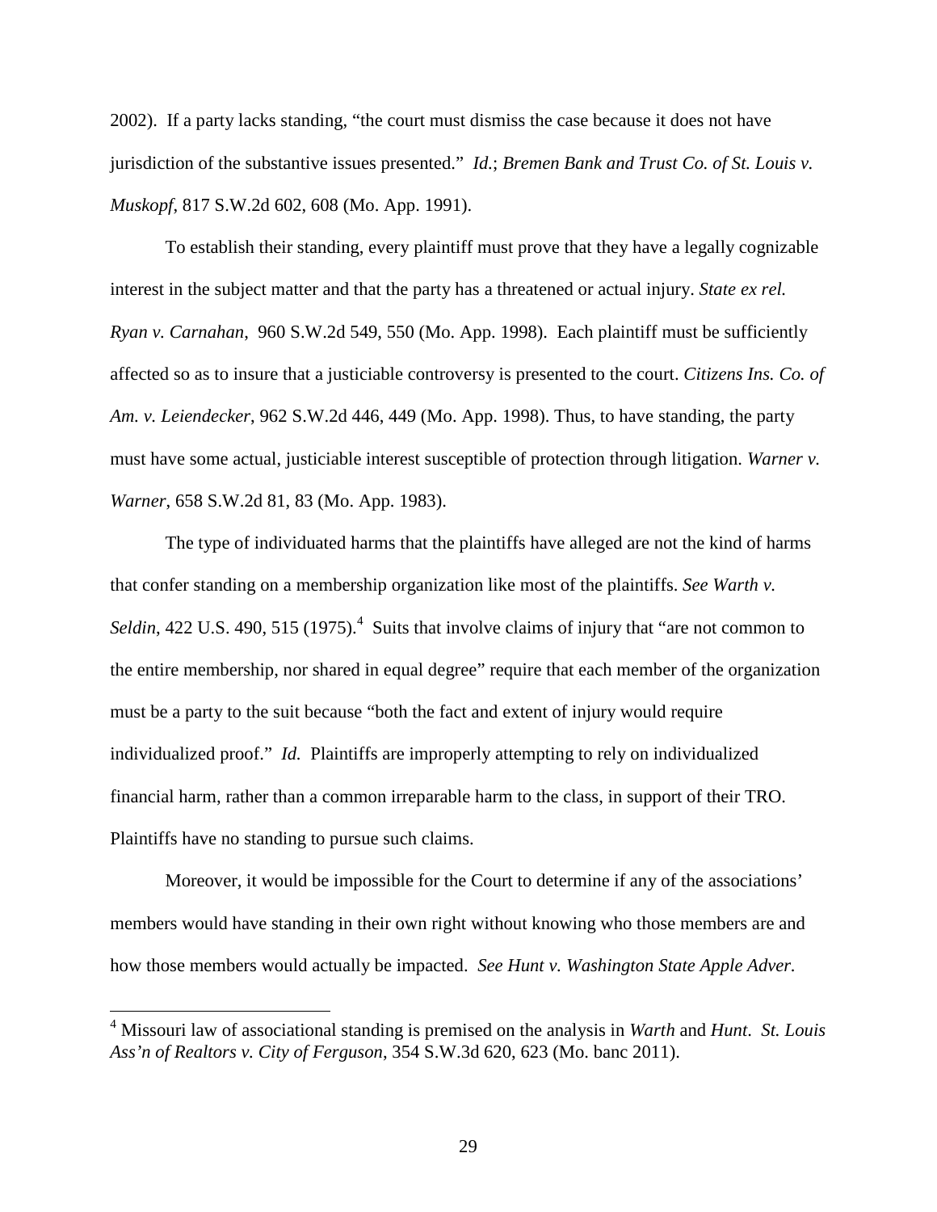2002). If a party lacks standing, "the court must dismiss the case because it does not have jurisdiction of the substantive issues presented." *Id.*; *Bremen Bank and Trust Co. of St. Louis v. Muskopf*, 817 S.W.2d 602, 608 (Mo. App. 1991).

To establish their standing, every plaintiff must prove that they have a legally cognizable interest in the subject matter and that the party has a threatened or actual injury. *State ex rel. Ryan v. Carnahan*, 960 S.W.2d 549, 550 (Mo. App. 1998). Each plaintiff must be sufficiently affected so as to insure that a justiciable controversy is presented to the court. *Citizens Ins. Co. of Am. v. Leiendecker*, 962 S.W.2d 446, 449 (Mo. App. 1998). Thus, to have standing, the party must have some actual, justiciable interest susceptible of protection through litigation. *Warner v. Warner*, 658 S.W.2d 81, 83 (Mo. App. 1983).

The type of individuated harms that the plaintiffs have alleged are not the kind of harms that confer standing on a membership organization like most of the plaintiffs. *See Warth v. Seldin*, 422 U.S. 490, 515 (1975).[4] Suits that involve claims of injury that "are not common to the entire membership, nor shared in equal degree" require that each member of the organization must be a party to the suit because "both the fact and extent of injury would require individualized proof." *Id.* Plaintiffs are improperly attempting to rely on individualized financial harm, rather than a common irreparable harm to the class, in support of their TRO. Plaintiffs have no standing to pursue such claims.

Moreover, it would be impossible for the Court to determine if any of the associations' members would have standing in their own right without knowing who those members are and how those members would actually be impacted. *See Hunt v. Washington State Apple Adver.*

[4] Missouri law of associational standing is premised on the analysis in *Warth* and *Hunt*. *St. Louis Ass'n of Realtors v. City of Ferguson*, 354 S.W.3d 620, 623 (Mo. banc 2011).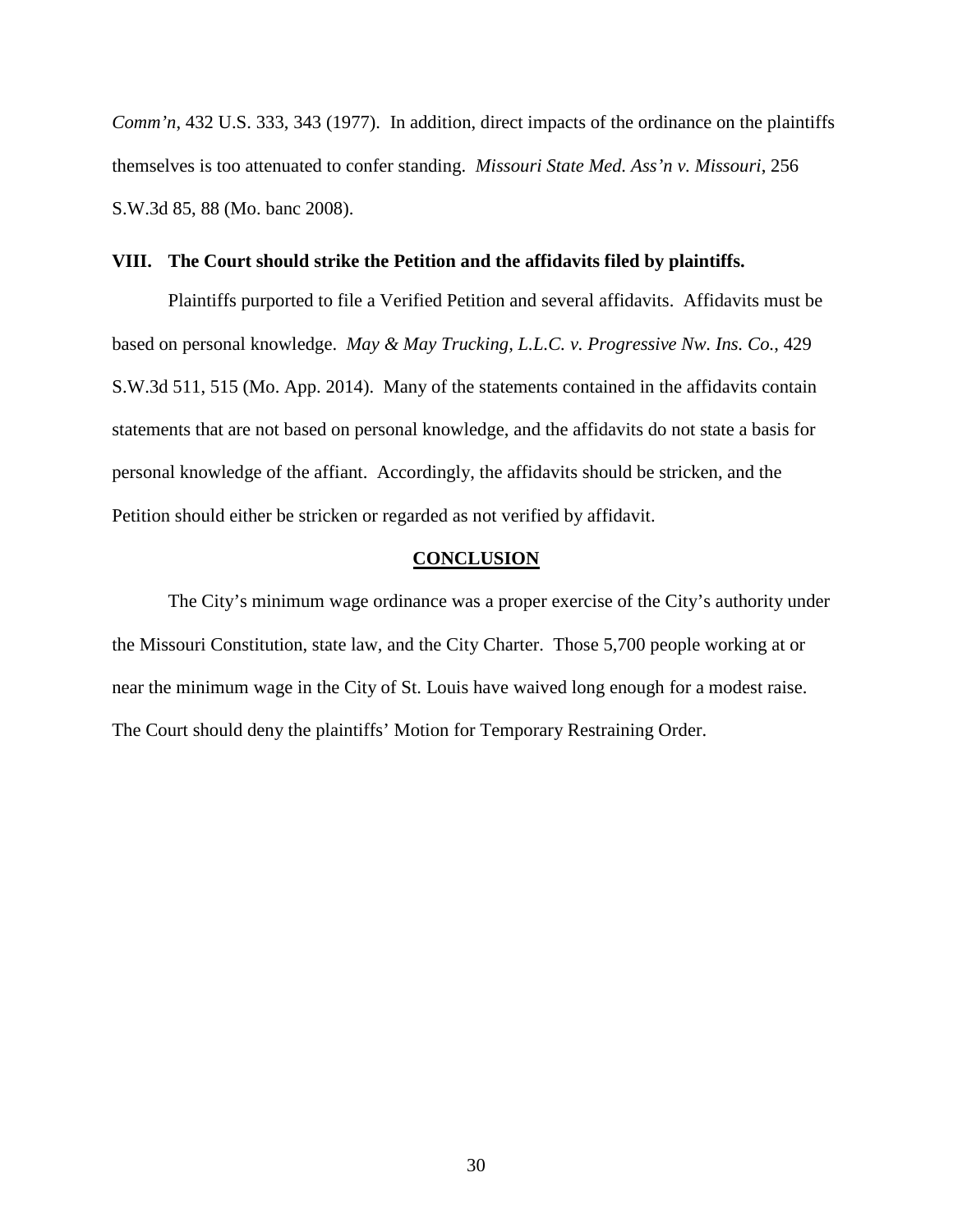*Comm'n*, 432 U.S. 333, 343 (1977). In addition, direct impacts of the ordinance on the plaintiffs themselves is too attenuated to confer standing. *Missouri State Med. Ass'n v. Missouri*, 256 S.W.3d 85, 88 (Mo. banc 2008).

**VIII. The Court should strike the Petition and the affidavits filed by plaintiffs.**

Plaintiffs purported to file a Verified Petition and several affidavits. Affidavits must be based on personal knowledge. *May & May Trucking, L.L.C. v. Progressive Nw. Ins. Co.*, 429 S.W.3d 511, 515 (Mo. App. 2014). Many of the statements contained in the affidavits contain statements that are not based on personal knowledge, and the affidavits do not state a basis for personal knowledge of the affiant. Accordingly, the affidavits should be stricken, and the Petition should either be stricken or regarded as not verified by affidavit.

## CONCLUSION

The City's minimum wage ordinance was a proper exercise of the City's authority under the Missouri Constitution, state law, and the City Charter. Those 5,700 people working at or near the minimum wage in the City of St. Louis have waived long enough for a modest raise. The Court should deny the plaintiffs' Motion for Temporary Restraining Order.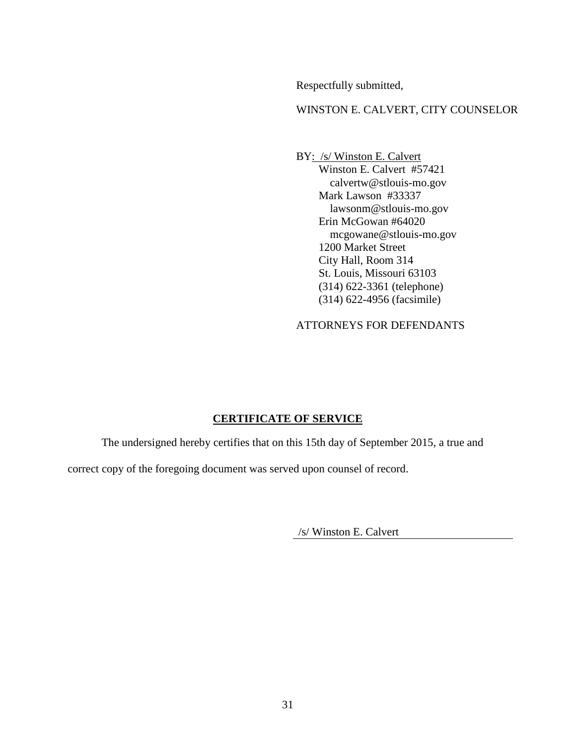Respectfully submitted,

WINSTON E. CALVERT, CITY COUNSELOR

BY: /s/ Winston E. Calvert
Winston E. Calvert #57421
calvertw@stlouis-mo.gov
Mark Lawson #33337
lawsonm@stlouis-mo.gov
Erin McGowan #64020
mcgowane@stlouis-mo.gov
1200 Market Street
City Hall, Room 314
St. Louis, Missouri 63103
(314) 622-3361 (telephone)
(314) 622-4956 (facsimile)

ATTORNEYS FOR DEFENDANTS

## CERTIFICATE OF SERVICE

The undersigned hereby certifies that on this 15th day of September 2015, a true and correct copy of the foregoing document was served upon counsel of record.

/s/ Winston E. Calvert